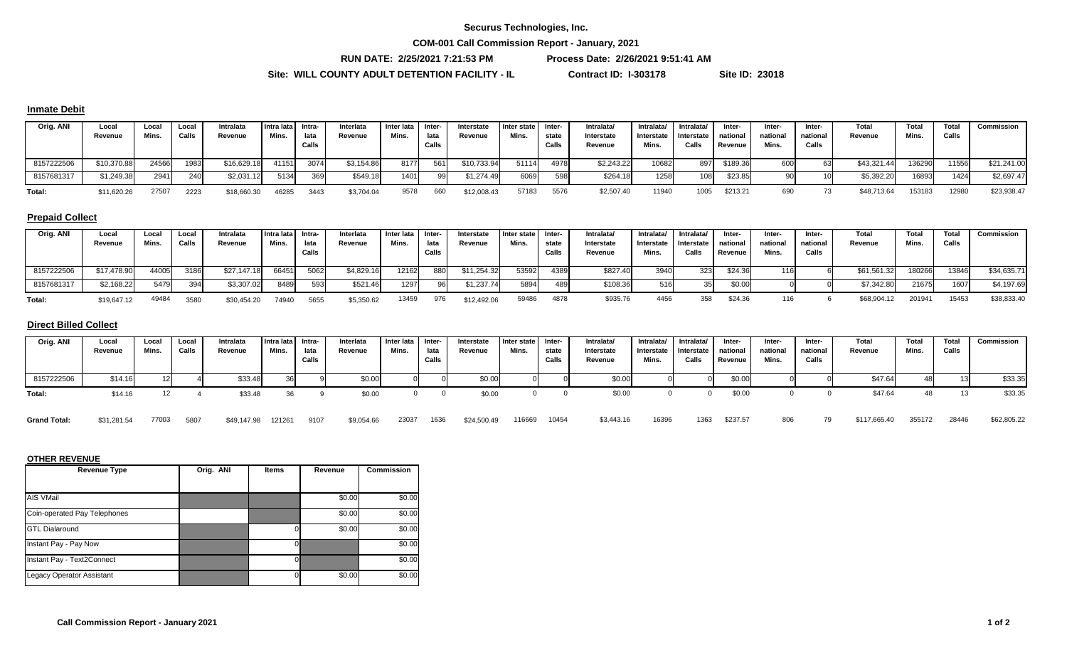**Securus Technologies, Inc.**

**COM-001 Call Commission Report - January, 2021**

**RUN DATE: 2/25/2021 7:21:53 PM** **Process Date: 2/26/2021 9:51:41 AM**

**Site: WILL COUNTY ADULT DETENTION FACILITY - IL** **Contract ID: I-303178** **Site ID: 23018**

## Inmate Debit

| Orig. ANI | Local Revenue | Local Mins. | Local Calls | Intralata Revenue | Intra lata Mins. | Intra-lata Calls | Interlata Revenue | Inter lata Mins. | Inter-lata Calls | Interstate Revenue | Inter state Mins. | Inter-state Calls | Intralata/ Interstate Revenue | Intralata/ Interstate Mins. | Intralata/ Interstate Calls | Inter-national Revenue | Inter-national Mins. | Inter-national Calls | Total Revenue | Total Mins. | Total Calls | Commission |
|---|---|---|---|---|---|---|---|---|---|---|---|---|---|---|---|---|---|---|---|---|---|---|
| 8157222506 | $10,370.88 | 24566 | 1983 | $16,629.18 | 41151 | 3074 | $3,154.86 | 8177 | 561 | $10,733.94 | 51114 | 4978 | $2,243.22 | 10682 | 897 | $189.36 | 600 | 63 | $43,321.44 | 136290 | 11556 | $21,241.00 |
| 8157681317 | $1,249.38 | 2941 | 240 | $2,031.12 | 5134 | 369 | $549.18 | 1401 | 99 | $1,274.49 | 6069 | 598 | $264.18 | 1258 | 108 | $23.85 | 90 | 10 | $5,392.20 | 16893 | 1424 | $2,697.47 |
| **Total:** | $11,620.26 | 27507 | 2223 | $18,660.30 | 46285 | 3443 | $3,704.04 | 9578 | 660 | $12,008.43 | 57183 | 5576 | $2,507.40 | 11940 | 1005 | $213.21 | 690 | 73 | $48,713.64 | 153183 | 12980 | $23,938.47 |

## Prepaid Collect

| Orig. ANI | Local Revenue | Local Mins. | Local Calls | Intralata Revenue | Intra lata Mins. | Intra-lata Calls | Interlata Revenue | Inter lata Mins. | Inter-lata Calls | Interstate Revenue | Inter state Mins. | Inter-state Calls | Intralata/ Interstate Revenue | Intralata/ Interstate Mins. | Intralata/ Interstate Calls | Inter-national Revenue | Inter-national Mins. | Inter-national Calls | Total Revenue | Total Mins. | Total Calls | Commission |
|---|---|---|---|---|---|---|---|---|---|---|---|---|---|---|---|---|---|---|---|---|---|---|
| 8157222506 | $17,478.90 | 44005 | 3186 | $27,147.18 | 66451 | 5062 | $4,829.16 | 12162 | 880 | $11,254.32 | 53592 | 4389 | $827.40 | 3940 | 323 | $24.36 | 116 | 6 | $61,561.32 | 180266 | 13846 | $34,635.71 |
| 8157681317 | $2,168.22 | 5479 | 394 | $3,307.02 | 8489 | 593 | $521.46 | 1297 | 96 | $1,237.74 | 5894 | 489 | $108.36 | 516 | 35 | $0.00 | 0 | 0 | $7,342.80 | 21675 | 1607 | $4,197.69 |
| **Total:** | $19,647.12 | 49484 | 3580 | $30,454.20 | 74940 | 5655 | $5,350.62 | 13459 | 976 | $12,492.06 | 59486 | 4878 | $935.76 | 4456 | 358 | $24.36 | 116 | 6 | $68,904.12 | 201941 | 15453 | $38,833.40 |

## Direct Billed Collect

| Orig. ANI | Local Revenue | Local Mins. | Local Calls | Intralata Revenue | Intra lata Mins. | Intra-lata Calls | Interlata Revenue | Inter lata Mins. | Inter-lata Calls | Interstate Revenue | Inter state Mins. | Inter-state Calls | Intralata/ Interstate Revenue | Intralata/ Interstate Mins. | Intralata/ Interstate Calls | Inter-national Revenue | Inter-national Mins. | Inter-national Calls | Total Revenue | Total Mins. | Total Calls | Commission |
|---|---|---|---|---|---|---|---|---|---|---|---|---|---|---|---|---|---|---|---|---|---|---|
| 8157222506 | $14.16 | 12 | 4 | $33.48 | 36 | 9 | $0.00 | 0 | 0 | $0.00 | 0 | 0 | $0.00 | 0 | 0 | $0.00 | 0 | 0 | $47.64 | 48 | 13 | $33.35 |
| **Total:** | $14.16 | 12 | 4 | $33.48 | 36 | 9 | $0.00 | 0 | 0 | $0.00 | 0 | 0 | $0.00 | 0 | 0 | $0.00 | 0 | 0 | $47.64 | 48 | 13 | $33.35 |
| **Grand Total:** | $31,281.54 | 77003 | 5807 | $49,147.98 | 121261 | 9107 | $9,054.66 | 23037 | 1636 | $24,500.49 | 116669 | 10454 | $3,443.16 | 16396 | 1363 | $237.57 | 806 | 79 | $117,665.40 | 355172 | 28446 | $62,805.22 |

## OTHER REVENUE

| Revenue Type | Orig. ANI | Items | Revenue | Commission |
|---|---|---|---|---|
| AIS VMail | | | $0.00 | $0.00 |
| Coin-operated Pay Telephones | | | $0.00 | $0.00 |
| GTL Dialaround | | 0 | $0.00 | $0.00 |
| Instant Pay - Pay Now | | 0 | | $0.00 |
| Instant Pay - Text2Connect | | 0 | | $0.00 |
| Legacy Operator Assistant | | 0 | $0.00 | $0.00 |

**Call Commission Report - January 2021**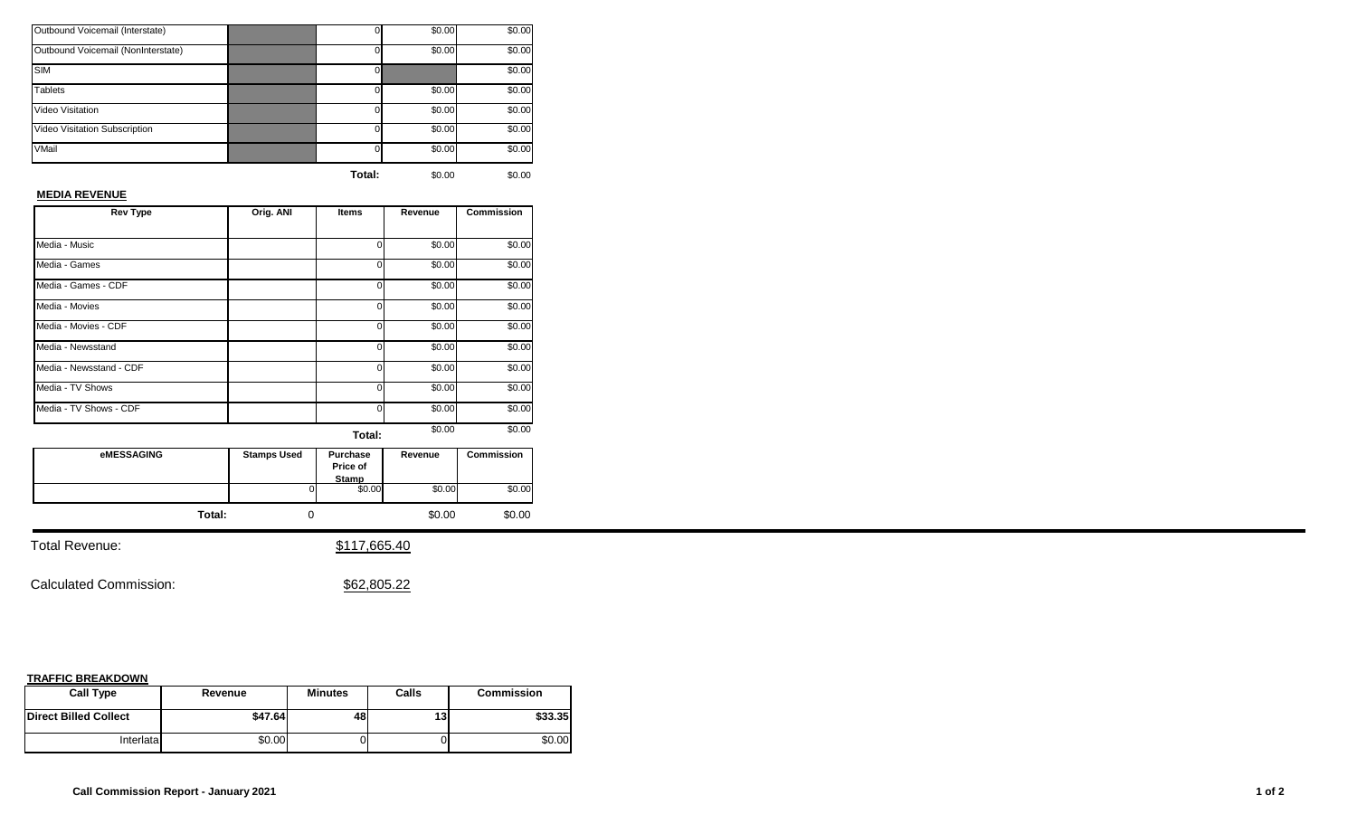| | | | | |
|---|---|---|---|---|
| Outbound Voicemail (Interstate) | | 0 | $0.00 | $0.00 |
| Outbound Voicemail (NonInterstate) | | 0 | $0.00 | $0.00 |
| SIM | | 0 | | $0.00 |
| Tablets | | 0 | $0.00 | $0.00 |
| Video Visitation | | 0 | $0.00 | $0.00 |
| Video Visitation Subscription | | 0 | $0.00 | $0.00 |
| VMail | | 0 | $0.00 | $0.00 |
| | | **Total:** | $0.00 | $0.00 |

**MEDIA REVENUE**

| Rev Type | Orig. ANI | Items | Revenue | Commission |
|---|---|---|---|---|
| Media - Music | | 0 | $0.00 | $0.00 |
| Media - Games | | 0 | $0.00 | $0.00 |
| Media - Games - CDF | | 0 | $0.00 | $0.00 |
| Media - Movies | | 0 | $0.00 | $0.00 |
| Media - Movies - CDF | | 0 | $0.00 | $0.00 |
| Media - Newsstand | | 0 | $0.00 | $0.00 |
| Media - Newsstand - CDF | | 0 | $0.00 | $0.00 |
| Media - TV Shows | | 0 | $0.00 | $0.00 |
| Media - TV Shows - CDF | | 0 | $0.00 | $0.00 |
| | | **Total:** | $0.00 | $0.00 |

| eMESSAGING | Stamps Used | Purchase Price of Stamp | Revenue | Commission |
|---|---|---|---|---|
| | 0 | $0.00 | $0.00 | $0.00 |
| **Total:** | 0 | | $0.00 | $0.00 |

Total Revenue: $117,665.40

Calculated Commission: $62,805.22

**TRAFFIC BREAKDOWN**

| Call Type | Revenue | Minutes | Calls | Commission |
|---|---|---|---|---|
| **Direct Billed Collect** | **$47.64** | **48** | **13** | **$33.35** |
| Interlata | $0.00 | 0 | 0 | $0.00 |

**Call Commission Report - January 2021**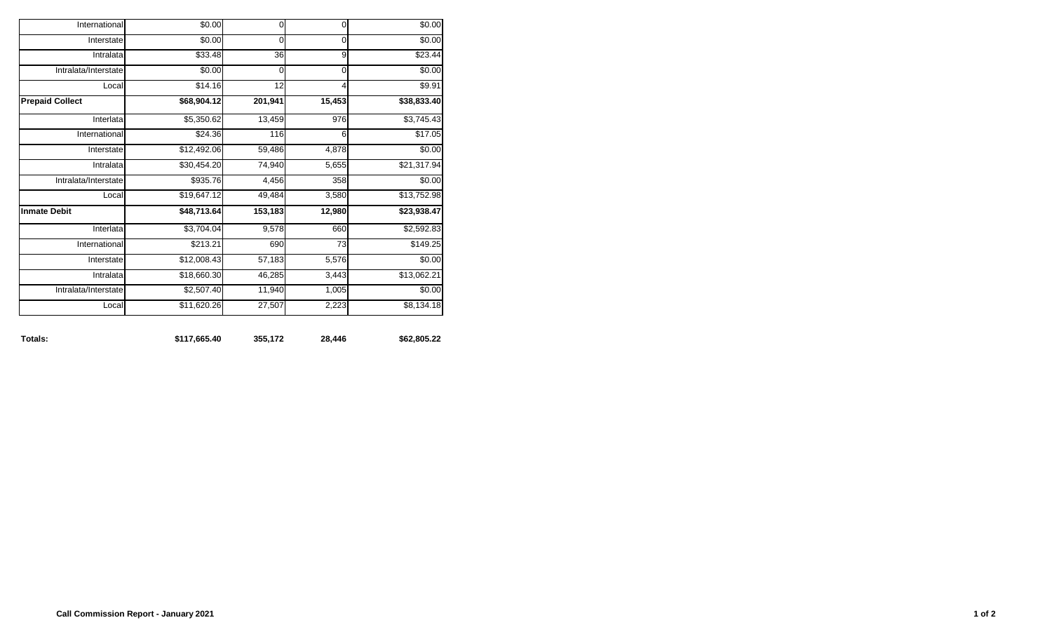| | | | | |
|---|---|---|---|---|
| International | $0.00 | 0 | 0 | $0.00 |
| Interstate | $0.00 | 0 | 0 | $0.00 |
| Intralata | $33.48 | 36 | 9 | $23.44 |
| Intralata/Interstate | $0.00 | 0 | 0 | $0.00 |
| Local | $14.16 | 12 | 4 | $9.91 |
| **Prepaid Collect** | **$68,904.12** | **201,941** | **15,453** | **$38,833.40** |
| Interlata | $5,350.62 | 13,459 | 976 | $3,745.43 |
| International | $24.36 | 116 | 6 | $17.05 |
| Interstate | $12,492.06 | 59,486 | 4,878 | $0.00 |
| Intralata | $30,454.20 | 74,940 | 5,655 | $21,317.94 |
| Intralata/Interstate | $935.76 | 4,456 | 358 | $0.00 |
| Local | $19,647.12 | 49,484 | 3,580 | $13,752.98 |
| **Inmate Debit** | **$48,713.64** | **153,183** | **12,980** | **$23,938.47** |
| Interlata | $3,704.04 | 9,578 | 660 | $2,592.83 |
| International | $213.21 | 690 | 73 | $149.25 |
| Interstate | $12,008.43 | 57,183 | 5,576 | $0.00 |
| Intralata | $18,660.30 | 46,285 | 3,443 | $13,062.21 |
| Intralata/Interstate | $2,507.40 | 11,940 | 1,005 | $0.00 |
| Local | $11,620.26 | 27,507 | 2,223 | $8,134.18 |
| **Totals:** | **$117,665.40** | **355,172** | **28,446** | **$62,805.22** |

**Call Commission Report - January 2021**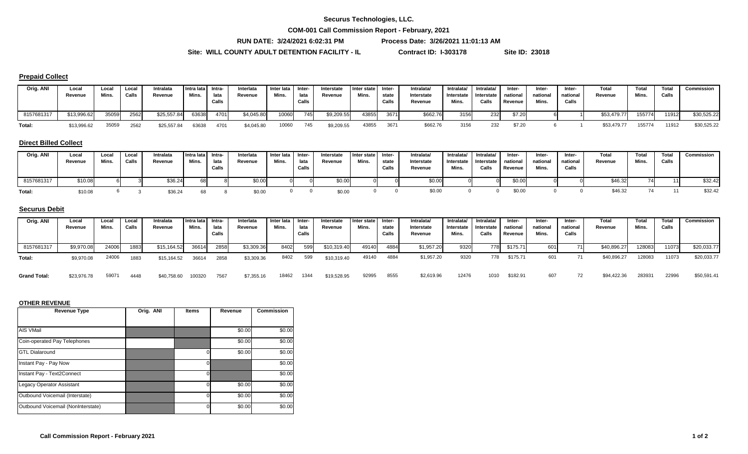**Securus Technologies, LLC.**

**COM-001 Call Commission Report - February, 2021**

**RUN DATE: 3/24/2021 6:02:31 PM** **Process Date: 3/26/2021 11:01:13 AM**

**Site: WILL COUNTY ADULT DETENTION FACILITY - IL** **Contract ID: I-303178** **Site ID: 23018**

## Prepaid Collect

| Orig. ANI | Local Revenue | Local Mins. | Local Calls | Intralata Revenue | Intra lata Mins. | Intra-lata Calls | Interlata Revenue | Inter lata Mins. | Inter-lata Calls | Interstate Revenue | Inter state Mins. | Inter-state Calls | Intralata/ Interstate Revenue | Intralata/ Interstate Mins. | Intralata/ Interstate Calls | Inter-national Revenue | Inter-national Mins. | Inter-national Calls | Total Revenue | Total Mins. | Total Calls | Commission |
|---|---|---|---|---|---|---|---|---|---|---|---|---|---|---|---|---|---|---|---|---|---|---|
| 8157681317 | $13,996.62 | 35059 | 2562 | $25,557.84 | 63638 | 4701 | $4,045.80 | 10060 | 745 | $9,209.55 | 43855 | 3671 | $662.76 | 3156 | 232 | $7.20 | 6 | 1 | $53,479.77 | 155774 | 11912 | $30,525.22 |
| Total: | $13,996.62 | 35059 | 2562 | $25,557.84 | 63638 | 4701 | $4,045.80 | 10060 | 745 | $9,209.55 | 43855 | 3671 | $662.76 | 3156 | 232 | $7.20 | 6 | 1 | $53,479.77 | 155774 | 11912 | $30,525.22 |

## Direct Billed Collect

| Orig. ANI | Local Revenue | Local Mins. | Local Calls | Intralata Revenue | Intra lata Mins. | Intra-lata Calls | Interlata Revenue | Inter lata Mins. | Inter-lata Calls | Interstate Revenue | Inter state Mins. | Inter-state Calls | Intralata/ Interstate Revenue | Intralata/ Interstate Mins. | Intralata/ Interstate Calls | Inter-national Revenue | Inter-national Mins. | Inter-national Calls | Total Revenue | Total Mins. | Total Calls | Commission |
|---|---|---|---|---|---|---|---|---|---|---|---|---|---|---|---|---|---|---|---|---|---|---|
| 8157681317 | $10.08 | 6 | 3 | $36.24 | 68 | 8 | $0.00 | 0 | 0 | $0.00 | 0 | 0 | $0.00 | 0 | 0 | $0.00 | 0 | 0 | $46.32 | 74 | 11 | $32.42 |
| Total: | $10.08 | 6 | 3 | $36.24 | 68 | 8 | $0.00 | 0 | 0 | $0.00 | 0 | 0 | $0.00 | 0 | 0 | $0.00 | 0 | 0 | $46.32 | 74 | 11 | $32.42 |

## Securus Debit

| Orig. ANI | Local Revenue | Local Mins. | Local Calls | Intralata Revenue | Intra lata Mins. | Intra-lata Calls | Interlata Revenue | Inter lata Mins. | Inter-lata Calls | Interstate Revenue | Inter state Mins. | Inter-state Calls | Intralata/ Interstate Revenue | Intralata/ Interstate Mins. | Intralata/ Interstate Calls | Inter-national Revenue | Inter-national Mins. | Inter-national Calls | Total Revenue | Total Mins. | Total Calls | Commission |
|---|---|---|---|---|---|---|---|---|---|---|---|---|---|---|---|---|---|---|---|---|---|---|
| 8157681317 | $9,970.08 | 24006 | 1883 | $15,164.52 | 36614 | 2858 | $3,309.36 | 8402 | 599 | $10,319.40 | 49140 | 4884 | $1,957.20 | 9320 | 778 | $175.71 | 601 | 71 | $40,896.27 | 128083 | 11073 | $20,033.77 |
| Total: | $9,970.08 | 24006 | 1883 | $15,164.52 | 36614 | 2858 | $3,309.36 | 8402 | 599 | $10,319.40 | 49140 | 4884 | $1,957.20 | 9320 | 778 | $175.71 | 601 | 71 | $40,896.27 | 128083 | 11073 | $20,033.77 |
| Grand Total: | $23,976.78 | 59071 | 4448 | $40,758.60 | 100320 | 7567 | $7,355.16 | 18462 | 1344 | $19,528.95 | 92995 | 8555 | $2,619.96 | 12476 | 1010 | $182.91 | 607 | 72 | $94,422.36 | 283931 | 22996 | $50,591.41 |

## OTHER REVENUE

| Revenue Type | Orig. ANI | Items | Revenue | Commission |
|---|---|---|---|---|
| AIS VMail | | | $0.00 | $0.00 |
| Coin-operated Pay Telephones | | | $0.00 | $0.00 |
| GTL Dialaround | | 0 | $0.00 | $0.00 |
| Instant Pay - Pay Now | | 0 | | $0.00 |
| Instant Pay - Text2Connect | | 0 | | $0.00 |
| Legacy Operator Assistant | | 0 | $0.00 | $0.00 |
| Outbound Voicemail (Interstate) | | 0 | $0.00 | $0.00 |
| Outbound Voicemail (NonInterstate) | | 0 | $0.00 | $0.00 |

**Call Commission Report - February 2021**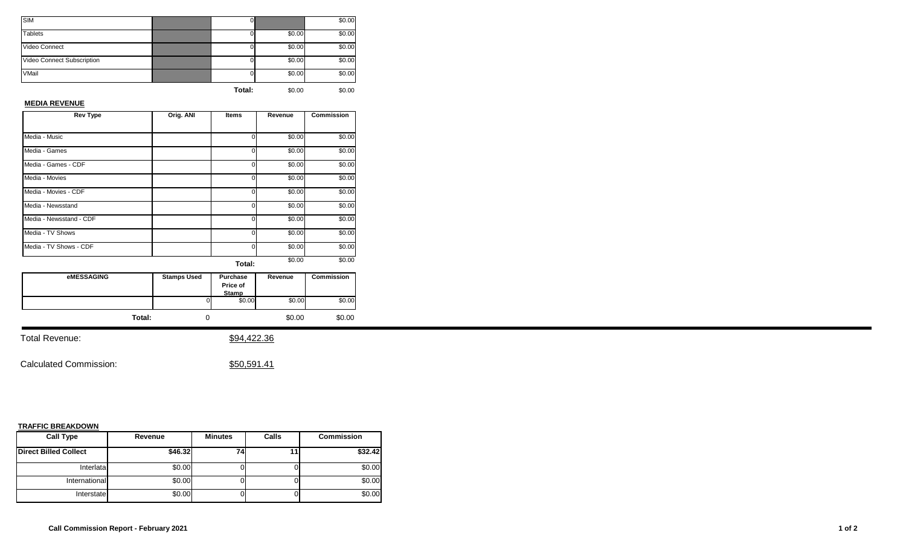| | | | | |
|---|---|---|---|---|
| SIM | | 0 | | $0.00 |
| Tablets | | 0 | $0.00 | $0.00 |
| Video Connect | | 0 | $0.00 | $0.00 |
| Video Connect Subscription | | 0 | $0.00 | $0.00 |
| VMail | | 0 | $0.00 | $0.00 |
| | | **Total:** | $0.00 | $0.00 |

**MEDIA REVENUE**

| Rev Type | Orig. ANI | Items | Revenue | Commission |
|---|---|---|---|---|
| Media - Music | | 0 | $0.00 | $0.00 |
| Media - Games | | 0 | $0.00 | $0.00 |
| Media - Games - CDF | | 0 | $0.00 | $0.00 |
| Media - Movies | | 0 | $0.00 | $0.00 |
| Media - Movies - CDF | | 0 | $0.00 | $0.00 |
| Media - Newsstand | | 0 | $0.00 | $0.00 |
| Media - Newsstand - CDF | | 0 | $0.00 | $0.00 |
| Media - TV Shows | | 0 | $0.00 | $0.00 |
| Media - TV Shows - CDF | | 0 | $0.00 | $0.00 |
| | | **Total:** | $0.00 | $0.00 |

| eMESSAGING | Stamps Used | Purchase Price of Stamp | Revenue | Commission |
|---|---|---|---|---|
| | 0 | $0.00 | $0.00 | $0.00 |
| **Total:** | 0 | | $0.00 | $0.00 |

Total Revenue: $94,422.36

Calculated Commission: $50,591.41

**TRAFFIC BREAKDOWN**

| Call Type | Revenue | Minutes | Calls | Commission |
|---|---|---|---|---|
| **Direct Billed Collect** | **$46.32** | **74** | **11** | **$32.42** |
| Interlata | $0.00 | 0 | 0 | $0.00 |
| International | $0.00 | 0 | 0 | $0.00 |
| Interstate | $0.00 | 0 | 0 | $0.00 |

**Call Commission Report - February 2021**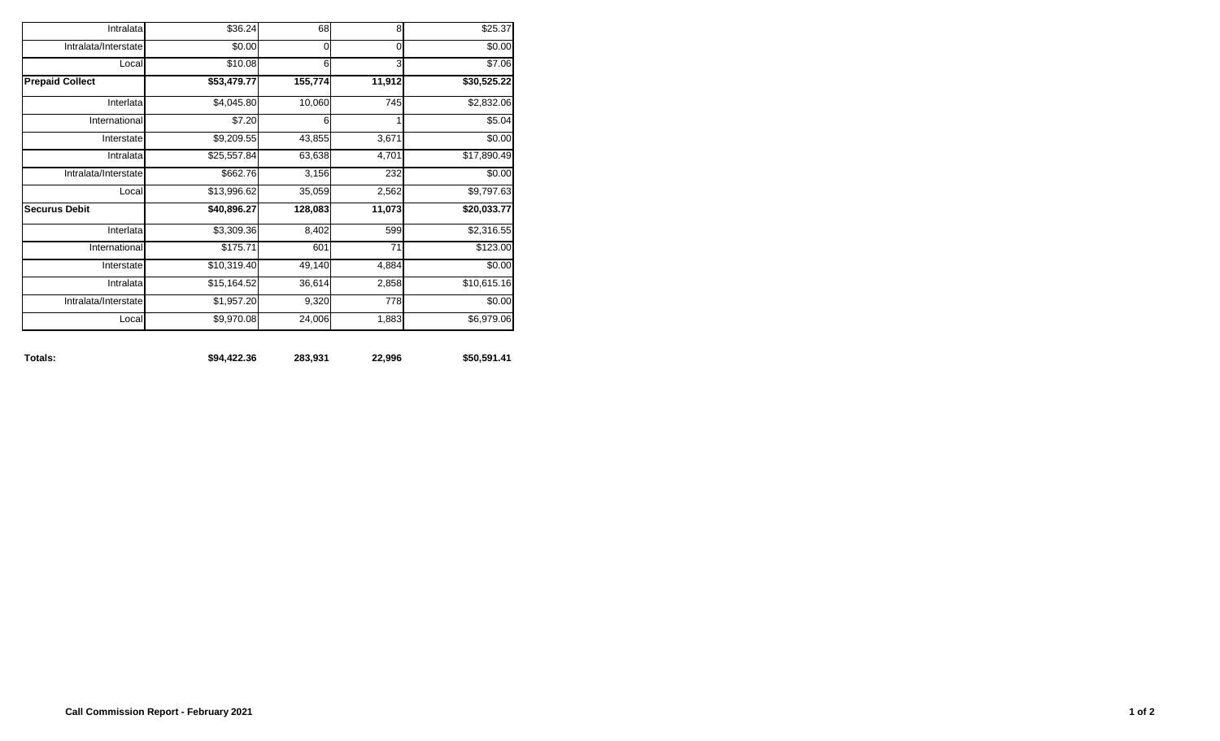| | | | | |
|---|---|---|---|---|
| Intralata | $36.24 | 68 | 8 | $25.37 |
| Intralata/Interstate | $0.00 | 0 | 0 | $0.00 |
| Local | $10.08 | 6 | 3 | $7.06 |
| **Prepaid Collect** | **$53,479.77** | **155,774** | **11,912** | **$30,525.22** |
| Interlata | $4,045.80 | 10,060 | 745 | $2,832.06 |
| International | $7.20 | 6 | 1 | $5.04 |
| Interstate | $9,209.55 | 43,855 | 3,671 | $0.00 |
| Intralata | $25,557.84 | 63,638 | 4,701 | $17,890.49 |
| Intralata/Interstate | $662.76 | 3,156 | 232 | $0.00 |
| Local | $13,996.62 | 35,059 | 2,562 | $9,797.63 |
| **Securus Debit** | **$40,896.27** | **128,083** | **11,073** | **$20,033.77** |
| Interlata | $3,309.36 | 8,402 | 599 | $2,316.55 |
| International | $175.71 | 601 | 71 | $123.00 |
| Interstate | $10,319.40 | 49,140 | 4,884 | $0.00 |
| Intralata | $15,164.52 | 36,614 | 2,858 | $10,615.16 |
| Intralata/Interstate | $1,957.20 | 9,320 | 778 | $0.00 |
| Local | $9,970.08 | 24,006 | 1,883 | $6,979.06 |
| **Totals:** | **$94,422.36** | **283,931** | **22,996** | **$50,591.41** |

**Call Commission Report - February 2021**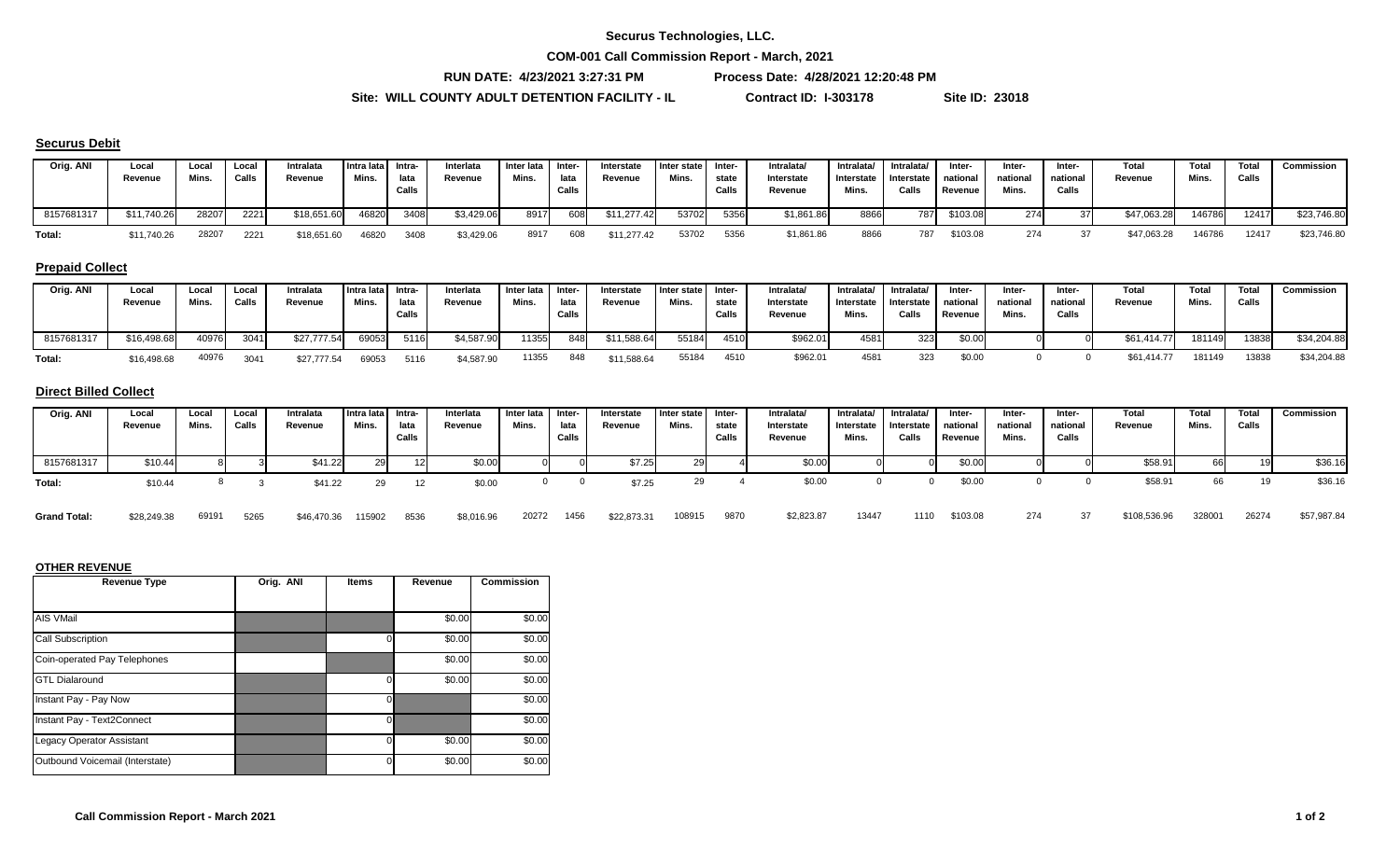**Securus Technologies, LLC.**

**COM-001 Call Commission Report - March, 2021**

**RUN DATE: 4/23/2021 3:27:31 PM** **Process Date: 4/28/2021 12:20:48 PM**

**Site: WILL COUNTY ADULT DETENTION FACILITY - IL** **Contract ID: I-303178** **Site ID: 23018**

## Securus Debit

| Orig. ANI | Local Revenue | Local Mins. | Local Calls | Intralata Revenue | Intra lata Mins. | Intra-lata Calls | Interlata Revenue | Inter lata Mins. | Inter-lata Calls | Interstate Revenue | Inter state Mins. | Inter-state Calls | Intralata/ Interstate Revenue | Intralata/ Interstate Mins. | Intralata/ Interstate Calls | Inter-national Revenue | Inter-national Mins. | Inter-national Calls | Total Revenue | Total Mins. | Total Calls | Commission |
|---|---|---|---|---|---|---|---|---|---|---|---|---|---|---|---|---|---|---|---|---|---|---|
| 8157681317 | $11,740.26 | 28207 | 2221 | $18,651.60 | 46820 | 3408 | $3,429.06 | 8917 | 608 | $11,277.42 | 53702 | 5356 | $1,861.86 | 8866 | 787 | $103.08 | 274 | 37 | $47,063.28 | 146786 | 12417 | $23,746.80 |
| Total: | $11,740.26 | 28207 | 2221 | $18,651.60 | 46820 | 3408 | $3,429.06 | 8917 | 608 | $11,277.42 | 53702 | 5356 | $1,861.86 | 8866 | 787 | $103.08 | 274 | 37 | $47,063.28 | 146786 | 12417 | $23,746.80 |

## Prepaid Collect

| Orig. ANI | Local Revenue | Local Mins. | Local Calls | Intralata Revenue | Intra lata Mins. | Intra-lata Calls | Interlata Revenue | Inter lata Mins. | Inter-lata Calls | Interstate Revenue | Inter state Mins. | Inter-state Calls | Intralata/ Interstate Revenue | Intralata/ Interstate Mins. | Intralata/ Interstate Calls | Inter-national Revenue | Inter-national Mins. | Inter-national Calls | Total Revenue | Total Mins. | Total Calls | Commission |
|---|---|---|---|---|---|---|---|---|---|---|---|---|---|---|---|---|---|---|---|---|---|---|
| 8157681317 | $16,498.68 | 40976 | 3041 | $27,777.54 | 69053 | 5116 | $4,587.90 | 11355 | 848 | $11,588.64 | 55184 | 4510 | $962.01 | 4581 | 323 | $0.00 | 0 | 0 | $61,414.77 | 181149 | 13838 | $34,204.88 |
| Total: | $16,498.68 | 40976 | 3041 | $27,777.54 | 69053 | 5116 | $4,587.90 | 11355 | 848 | $11,588.64 | 55184 | 4510 | $962.01 | 4581 | 323 | $0.00 | 0 | 0 | $61,414.77 | 181149 | 13838 | $34,204.88 |

## Direct Billed Collect

| Orig. ANI | Local Revenue | Local Mins. | Local Calls | Intralata Revenue | Intra lata Mins. | Intra-lata Calls | Interlata Revenue | Inter lata Mins. | Inter-lata Calls | Interstate Revenue | Inter state Mins. | Inter-state Calls | Intralata/ Interstate Revenue | Intralata/ Interstate Mins. | Intralata/ Interstate Calls | Inter-national Revenue | Inter-national Mins. | Inter-national Calls | Total Revenue | Total Mins. | Total Calls | Commission |
|---|---|---|---|---|---|---|---|---|---|---|---|---|---|---|---|---|---|---|---|---|---|---|
| 8157681317 | $10.44 | 8 | 3 | $41.22 | 29 | 12 | $0.00 | 0 | 0 | $7.25 | 29 | 4 | $0.00 | 0 | 0 | $0.00 | 0 | 0 | $58.91 | 66 | 19 | $36.16 |
| Total: | $10.44 | 8 | 3 | $41.22 | 29 | 12 | $0.00 | 0 | 0 | $7.25 | 29 | 4 | $0.00 | 0 | 0 | $0.00 | 0 | 0 | $58.91 | 66 | 19 | $36.16 |
| Grand Total: | $28,249.38 | 69191 | 5265 | $46,470.36 | 115902 | 8536 | $8,016.96 | 20272 | 1456 | $22,873.31 | 108915 | 9870 | $2,823.87 | 13447 | 1110 | $103.08 | 274 | 37 | $108,536.96 | 328001 | 26274 | $57,987.84 |

## OTHER REVENUE

| Revenue Type | Orig. ANI | Items | Revenue | Commission |
|---|---|---|---|---|
| AIS VMail | | | $0.00 | $0.00 |
| Call Subscription | | 0 | $0.00 | $0.00 |
| Coin-operated Pay Telephones | | | $0.00 | $0.00 |
| GTL Dialaround | | 0 | $0.00 | $0.00 |
| Instant Pay - Pay Now | | 0 | | $0.00 |
| Instant Pay - Text2Connect | | 0 | | $0.00 |
| Legacy Operator Assistant | | 0 | $0.00 | $0.00 |
| Outbound Voicemail (Interstate) | | 0 | $0.00 | $0.00 |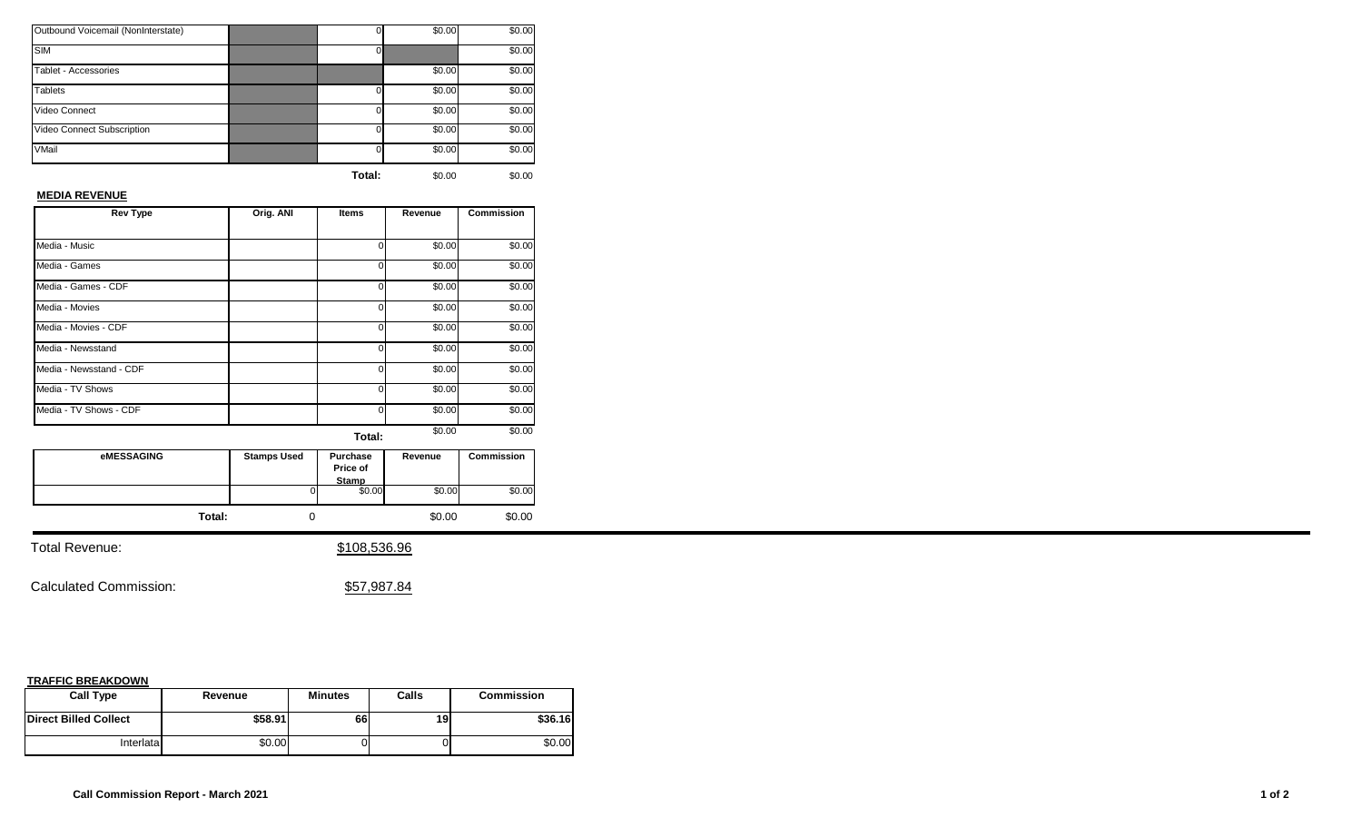| | | | | |
|---|---|---|---|---|
| Outbound Voicemail (NonInterstate) | | 0 | $0.00 | $0.00 |
| SIM | | 0 | | $0.00 |
| Tablet - Accessories | | | $0.00 | $0.00 |
| Tablets | | 0 | $0.00 | $0.00 |
| Video Connect | | 0 | $0.00 | $0.00 |
| Video Connect Subscription | | 0 | $0.00 | $0.00 |
| VMail | | 0 | $0.00 | $0.00 |
| | | **Total:** | $0.00 | $0.00 |

**MEDIA REVENUE**

| Rev Type | Orig. ANI | Items | Revenue | Commission |
|---|---|---|---|---|
| Media - Music | | 0 | $0.00 | $0.00 |
| Media - Games | | 0 | $0.00 | $0.00 |
| Media - Games - CDF | | 0 | $0.00 | $0.00 |
| Media - Movies | | 0 | $0.00 | $0.00 |
| Media - Movies - CDF | | 0 | $0.00 | $0.00 |
| Media - Newsstand | | 0 | $0.00 | $0.00 |
| Media - Newsstand - CDF | | 0 | $0.00 | $0.00 |
| Media - TV Shows | | 0 | $0.00 | $0.00 |
| Media - TV Shows - CDF | | 0 | $0.00 | $0.00 |
| | | **Total:** | $0.00 | $0.00 |

| eMESSAGING | Stamps Used | Purchase Price of Stamp | Revenue | Commission |
|---|---|---|---|---|
| | 0 | $0.00 | $0.00 | $0.00 |
| **Total:** | 0 | | $0.00 | $0.00 |

Total Revenue: $108,536.96

Calculated Commission: $57,987.84

**TRAFFIC BREAKDOWN**

| Call Type | Revenue | Minutes | Calls | Commission |
|---|---|---|---|---|
| **Direct Billed Collect** | **$58.91** | **66** | **19** | **$36.16** |
| Interlata | $0.00 | 0 | 0 | $0.00 |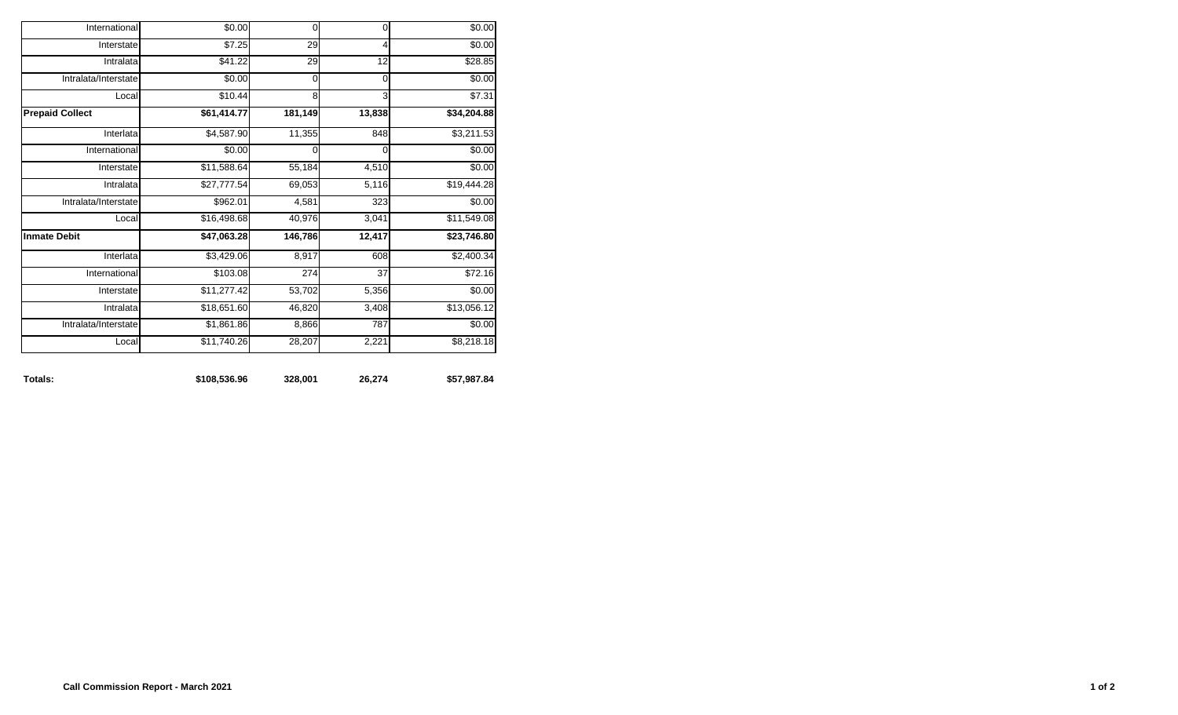| | | | | |
|---|---|---|---|---|
| International | $0.00 | 0 | 0 | $0.00 |
| Interstate | $7.25 | 29 | 4 | $0.00 |
| Intralata | $41.22 | 29 | 12 | $28.85 |
| Intralata/Interstate | $0.00 | 0 | 0 | $0.00 |
| Local | $10.44 | 8 | 3 | $7.31 |
| **Prepaid Collect** | **$61,414.77** | **181,149** | **13,838** | **$34,204.88** |
| Interlata | $4,587.90 | 11,355 | 848 | $3,211.53 |
| International | $0.00 | 0 | 0 | $0.00 |
| Interstate | $11,588.64 | 55,184 | 4,510 | $0.00 |
| Intralata | $27,777.54 | 69,053 | 5,116 | $19,444.28 |
| Intralata/Interstate | $962.01 | 4,581 | 323 | $0.00 |
| Local | $16,498.68 | 40,976 | 3,041 | $11,549.08 |
| **Inmate Debit** | **$47,063.28** | **146,786** | **12,417** | **$23,746.80** |
| Interlata | $3,429.06 | 8,917 | 608 | $2,400.34 |
| International | $103.08 | 274 | 37 | $72.16 |
| Interstate | $11,277.42 | 53,702 | 5,356 | $0.00 |
| Intralata | $18,651.60 | 46,820 | 3,408 | $13,056.12 |
| Intralata/Interstate | $1,861.86 | 8,866 | 787 | $0.00 |
| Local | $11,740.26 | 28,207 | 2,221 | $8,218.18 |
| **Totals:** | **$108,536.96** | **328,001** | **26,274** | **$57,987.84** |

**Call Commission Report - March 2021**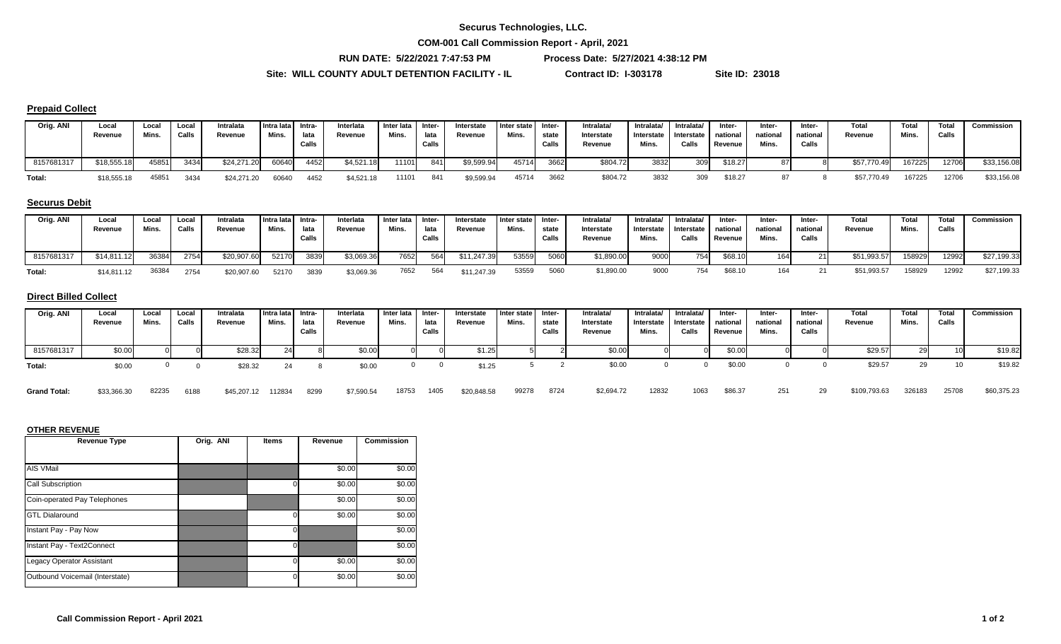**Securus Technologies, LLC.**

**COM-001 Call Commission Report - April, 2021**

**RUN DATE: 5/22/2021 7:47:53 PM** **Process Date: 5/27/2021 4:38:12 PM**

**Site: WILL COUNTY ADULT DETENTION FACILITY - IL** **Contract ID: I-303178** **Site ID: 23018**

### Prepaid Collect

| Orig. ANI | Local Revenue | Local Mins. | Local Calls | Intralata Revenue | Intra lata Mins. | Intra-lata Calls | Interlata Revenue | Inter lata Mins. | Inter-lata Calls | Interstate Revenue | Inter state Mins. | Inter-state Calls | Intralata/ Interstate Revenue | Intralata/ Interstate Mins. | Intralata/ Interstate Calls | Inter-national Revenue | Inter-national Mins. | Inter-national Calls | Total Revenue | Total Mins. | Total Calls | Commission |
|---|---|---|---|---|---|---|---|---|---|---|---|---|---|---|---|---|---|---|---|---|---|---|
| 8157681317 | $18,555.18 | 45851 | 3434 | $24,271.20 | 60640 | 4452 | $4,521.18 | 11101 | 841 | $9,599.94 | 45714 | 3662 | $804.72 | 3832 | 309 | $18.27 | 87 | 8 | $57,770.49 | 167225 | 12706 | $33,156.08 |
| Total: | $18,555.18 | 45851 | 3434 | $24,271.20 | 60640 | 4452 | $4,521.18 | 11101 | 841 | $9,599.94 | 45714 | 3662 | $804.72 | 3832 | 309 | $18.27 | 87 | 8 | $57,770.49 | 167225 | 12706 | $33,156.08 |

### Securus Debit

| Orig. ANI | Local Revenue | Local Mins. | Local Calls | Intralata Revenue | Intra lata Mins. | Intra-lata Calls | Interlata Revenue | Inter lata Mins. | Inter-lata Calls | Interstate Revenue | Inter state Mins. | Inter-state Calls | Intralata/ Interstate Revenue | Intralata/ Interstate Mins. | Intralata/ Interstate Calls | Inter-national Revenue | Inter-national Mins. | Inter-national Calls | Total Revenue | Total Mins. | Total Calls | Commission |
|---|---|---|---|---|---|---|---|---|---|---|---|---|---|---|---|---|---|---|---|---|---|---|
| 8157681317 | $14,811.12 | 36384 | 2754 | $20,907.60 | 52170 | 3839 | $3,069.36 | 7652 | 564 | $11,247.39 | 53559 | 5060 | $1,890.00 | 9000 | 754 | $68.10 | 164 | 21 | $51,993.57 | 158929 | 12992 | $27,199.33 |
| Total: | $14,811.12 | 36384 | 2754 | $20,907.60 | 52170 | 3839 | $3,069.36 | 7652 | 564 | $11,247.39 | 53559 | 5060 | $1,890.00 | 9000 | 754 | $68.10 | 164 | 21 | $51,993.57 | 158929 | 12992 | $27,199.33 |

### Direct Billed Collect

| Orig. ANI | Local Revenue | Local Mins. | Local Calls | Intralata Revenue | Intra lata Mins. | Intra-lata Calls | Interlata Revenue | Inter lata Mins. | Inter-lata Calls | Interstate Revenue | Inter state Mins. | Inter-state Calls | Intralata/ Interstate Revenue | Intralata/ Interstate Mins. | Intralata/ Interstate Calls | Inter-national Revenue | Inter-national Mins. | Inter-national Calls | Total Revenue | Total Mins. | Total Calls | Commission |
|---|---|---|---|---|---|---|---|---|---|---|---|---|---|---|---|---|---|---|---|---|---|---|
| 8157681317 | $0.00 | 0 | 0 | $28.32 | 24 | 8 | $0.00 | 0 | 0 | $1.25 | 5 | 2 | $0.00 | 0 | 0 | $0.00 | 0 | 0 | $29.57 | 29 | 10 | $19.82 |
| Total: | $0.00 | 0 | 0 | $28.32 | 24 | 8 | $0.00 | 0 | 0 | $1.25 | 5 | 2 | $0.00 | 0 | 0 | $0.00 | 0 | 0 | $29.57 | 29 | 10 | $19.82 |
| Grand Total: | $33,366.30 | 82235 | 6188 | $45,207.12 | 112834 | 8299 | $7,590.54 | 18753 | 1405 | $20,848.58 | 99278 | 8724 | $2,694.72 | 12832 | 1063 | $86.37 | 251 | 29 | $109,793.63 | 326183 | 25708 | $60,375.23 |

### OTHER REVENUE

| Revenue Type | Orig. ANI | Items | Revenue | Commission |
|---|---|---|---|---|
| AIS VMail | | | $0.00 | $0.00 |
| Call Subscription | | 0 | $0.00 | $0.00 |
| Coin-operated Pay Telephones | | | $0.00 | $0.00 |
| GTL Dialaround | | 0 | $0.00 | $0.00 |
| Instant Pay - Pay Now | | 0 | | $0.00 |
| Instant Pay - Text2Connect | | 0 | | $0.00 |
| Legacy Operator Assistant | | 0 | $0.00 | $0.00 |
| Outbound Voicemail (Interstate) | | 0 | $0.00 | $0.00 |

**Call Commission Report - April 2021**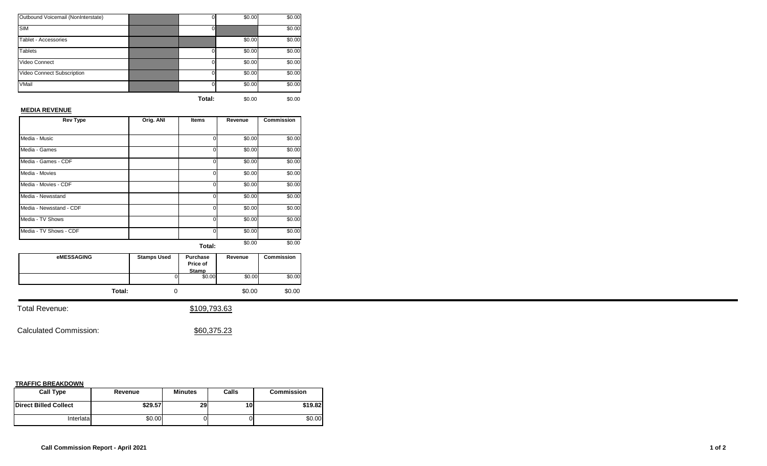| | | | | |
|---|---|---|---|---|
| Outbound Voicemail (NonInterstate) | | 0 | $0.00 | $0.00 |
| SIM | | 0 | | $0.00 |
| Tablet - Accessories | | | $0.00 | $0.00 |
| Tablets | | 0 | $0.00 | $0.00 |
| Video Connect | | 0 | $0.00 | $0.00 |
| Video Connect Subscription | | 0 | $0.00 | $0.00 |
| VMail | | 0 | $0.00 | $0.00 |
| | | **Total:** | $0.00 | $0.00 |

**MEDIA REVENUE**

| Rev Type | Orig. ANI | Items | Revenue | Commission |
|---|---|---|---|---|
| Media - Music | | 0 | $0.00 | $0.00 |
| Media - Games | | 0 | $0.00 | $0.00 |
| Media - Games - CDF | | 0 | $0.00 | $0.00 |
| Media - Movies | | 0 | $0.00 | $0.00 |
| Media - Movies - CDF | | 0 | $0.00 | $0.00 |
| Media - Newsstand | | 0 | $0.00 | $0.00 |
| Media - Newsstand - CDF | | 0 | $0.00 | $0.00 |
| Media - TV Shows | | 0 | $0.00 | $0.00 |
| Media - TV Shows - CDF | | 0 | $0.00 | $0.00 |
| | | **Total:** | $0.00 | $0.00 |

| eMESSAGING | Stamps Used | Purchase Price of Stamp | Revenue | Commission |
|---|---|---|---|---|
| | 0 | $0.00 | $0.00 | $0.00 |
| **Total:** | 0 | | $0.00 | $0.00 |

Total Revenue: $109,793.63

Calculated Commission: $60,375.23

**TRAFFIC BREAKDOWN**

| Call Type | Revenue | Minutes | Calls | Commission |
|---|---|---|---|---|
| **Direct Billed Collect** | **$29.57** | **29** | **10** | **$19.82** |
| Interlata | $0.00 | 0 | 0 | $0.00 |

**Call Commission Report - April 2021**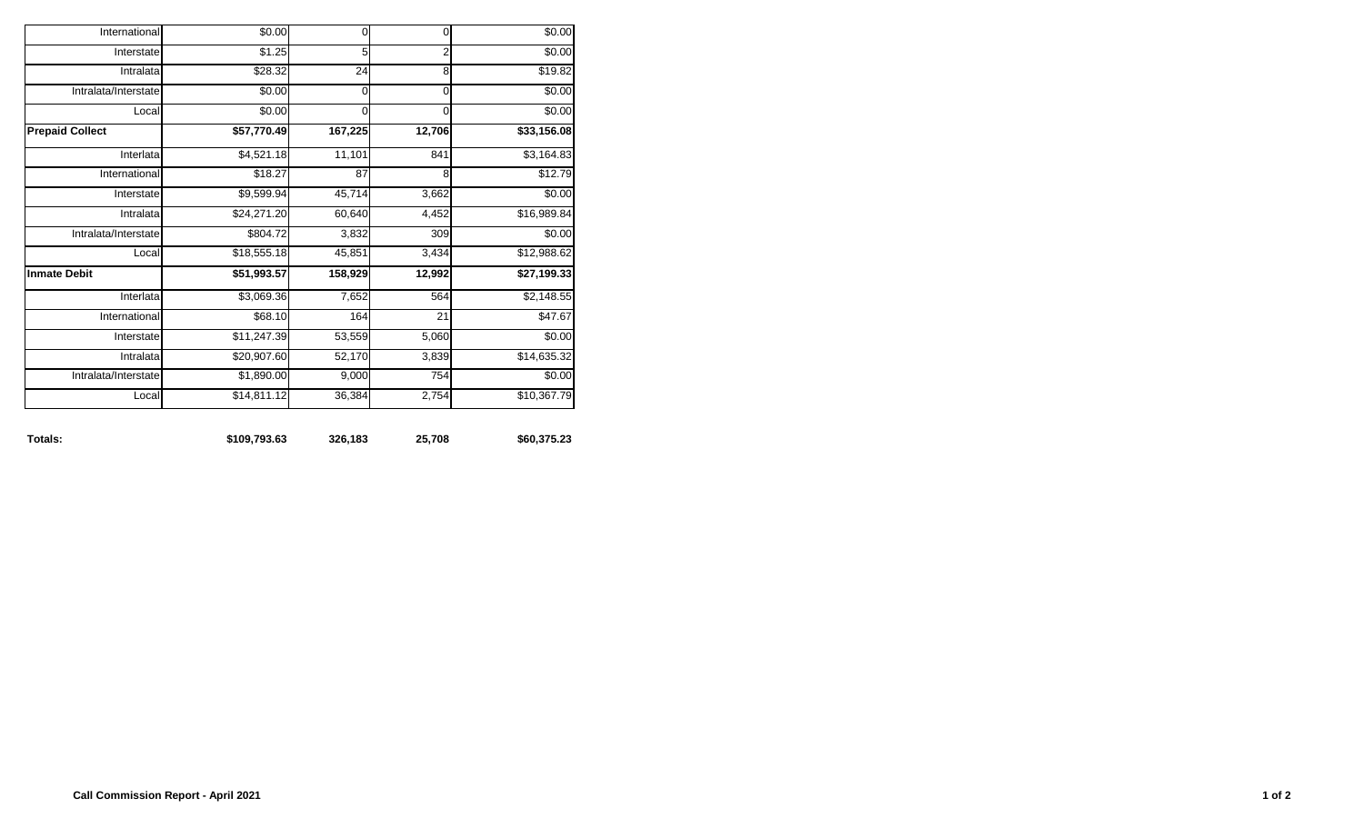| | | | | |
|---|---|---|---|---|
| International | $0.00 | 0 | 0 | $0.00 |
| Interstate | $1.25 | 5 | 2 | $0.00 |
| Intralata | $28.32 | 24 | 8 | $19.82 |
| Intralata/Interstate | $0.00 | 0 | 0 | $0.00 |
| Local | $0.00 | 0 | 0 | $0.00 |
| **Prepaid Collect** | **$57,770.49** | **167,225** | **12,706** | **$33,156.08** |
| Interlata | $4,521.18 | 11,101 | 841 | $3,164.83 |
| International | $18.27 | 87 | 8 | $12.79 |
| Interstate | $9,599.94 | 45,714 | 3,662 | $0.00 |
| Intralata | $24,271.20 | 60,640 | 4,452 | $16,989.84 |
| Intralata/Interstate | $804.72 | 3,832 | 309 | $0.00 |
| Local | $18,555.18 | 45,851 | 3,434 | $12,988.62 |
| **Inmate Debit** | **$51,993.57** | **158,929** | **12,992** | **$27,199.33** |
| Interlata | $3,069.36 | 7,652 | 564 | $2,148.55 |
| International | $68.10 | 164 | 21 | $47.67 |
| Interstate | $11,247.39 | 53,559 | 5,060 | $0.00 |
| Intralata | $20,907.60 | 52,170 | 3,839 | $14,635.32 |
| Intralata/Interstate | $1,890.00 | 9,000 | 754 | $0.00 |
| Local | $14,811.12 | 36,384 | 2,754 | $10,367.79 |
| **Totals:** | **$109,793.63** | **326,183** | **25,708** | **$60,375.23** |

**Call Commission Report - April 2021**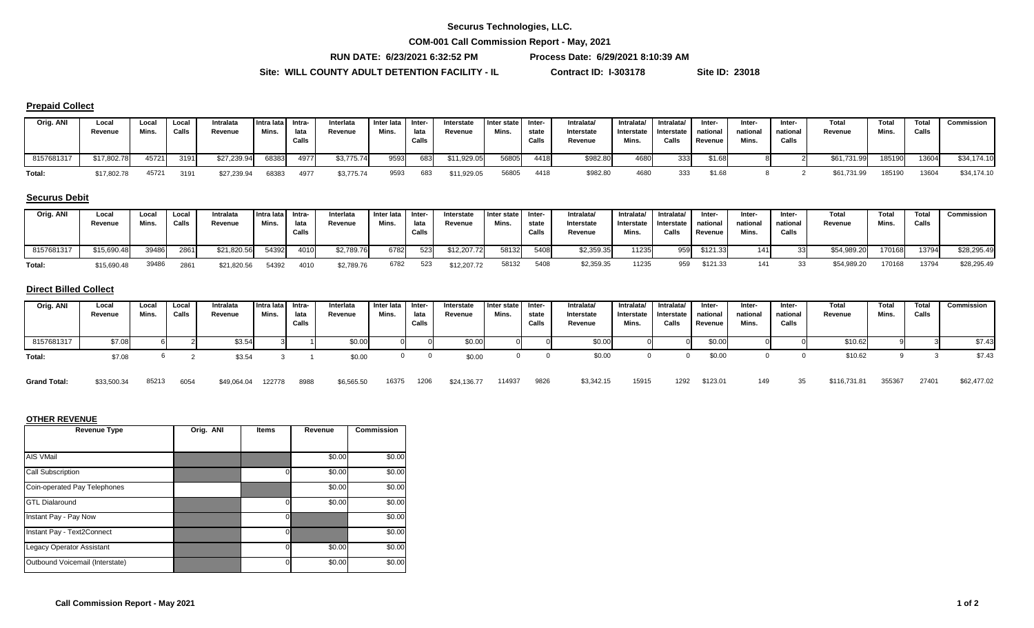**Securus Technologies, LLC.**

**COM-001 Call Commission Report - May, 2021**

**RUN DATE: 6/23/2021 6:32:52 PM** **Process Date: 6/29/2021 8:10:39 AM**

**Site: WILL COUNTY ADULT DETENTION FACILITY - IL** **Contract ID: I-303178** **Site ID: 23018**

### Prepaid Collect

| Orig. ANI | Local Revenue | Local Mins. | Local Calls | Intralata Revenue | Intra lata Mins. | Intra-lata Calls | Interlata Revenue | Inter lata Mins. | Inter-lata Calls | Interstate Revenue | Inter state Mins. | Inter-state Calls | Intralata/ Interstate Revenue | Intralata/ Interstate Mins. | Intralata/ Interstate Calls | Inter-national Revenue | Inter-national Mins. | Inter-national Calls | Total Revenue | Total Mins. | Total Calls | Commission |
|---|---|---|---|---|---|---|---|---|---|---|---|---|---|---|---|---|---|---|---|---|---|---|
| 8157681317 | $17,802.78 | 45721 | 3191 | $27,239.94 | 68383 | 4977 | $3,775.74 | 9593 | 683 | $11,929.05 | 56805 | 4418 | $982.80 | 4680 | 333 | $1.68 | 8 | 2 | $61,731.99 | 185190 | 13604 | $34,174.10 |
| Total: | $17,802.78 | 45721 | 3191 | $27,239.94 | 68383 | 4977 | $3,775.74 | 9593 | 683 | $11,929.05 | 56805 | 4418 | $982.80 | 4680 | 333 | $1.68 | 8 | 2 | $61,731.99 | 185190 | 13604 | $34,174.10 |

### Securus Debit

| Orig. ANI | Local Revenue | Local Mins. | Local Calls | Intralata Revenue | Intra lata Mins. | Intra-lata Calls | Interlata Revenue | Inter lata Mins. | Inter-lata Calls | Interstate Revenue | Inter state Mins. | Inter-state Calls | Intralata/ Interstate Revenue | Intralata/ Interstate Mins. | Intralata/ Interstate Calls | Inter-national Revenue | Inter-national Mins. | Inter-national Calls | Total Revenue | Total Mins. | Total Calls | Commission |
|---|---|---|---|---|---|---|---|---|---|---|---|---|---|---|---|---|---|---|---|---|---|---|
| 8157681317 | $15,690.48 | 39486 | 2861 | $21,820.56 | 54392 | 4010 | $2,789.76 | 6782 | 523 | $12,207.72 | 58132 | 5408 | $2,359.35 | 11235 | 959 | $121.33 | 141 | 33 | $54,989.20 | 170168 | 13794 | $28,295.49 |
| Total: | $15,690.48 | 39486 | 2861 | $21,820.56 | 54392 | 4010 | $2,789.76 | 6782 | 523 | $12,207.72 | 58132 | 5408 | $2,359.35 | 11235 | 959 | $121.33 | 141 | 33 | $54,989.20 | 170168 | 13794 | $28,295.49 |

### Direct Billed Collect

| Orig. ANI | Local Revenue | Local Mins. | Local Calls | Intralata Revenue | Intra lata Mins. | Intra-lata Calls | Interlata Revenue | Inter lata Mins. | Inter-lata Calls | Interstate Revenue | Inter state Mins. | Inter-state Calls | Intralata/ Interstate Revenue | Intralata/ Interstate Mins. | Intralata/ Interstate Calls | Inter-national Revenue | Inter-national Mins. | Inter-national Calls | Total Revenue | Total Mins. | Total Calls | Commission |
|---|---|---|---|---|---|---|---|---|---|---|---|---|---|---|---|---|---|---|---|---|---|---|
| 8157681317 | $7.08 | 6 | 2 | $3.54 | 3 | 1 | $0.00 | 0 | 0 | $0.00 | 0 | 0 | $0.00 | 0 | 0 | $0.00 | 0 | 0 | $10.62 | 9 | 3 | $7.43 |
| Total: | $7.08 | 6 | 2 | $3.54 | 3 | 1 | $0.00 | 0 | 0 | $0.00 | 0 | 0 | $0.00 | 0 | 0 | $0.00 | 0 | 0 | $10.62 | 9 | 3 | $7.43 |
| Grand Total: | $33,500.34 | 85213 | 6054 | $49,064.04 | 122778 | 8988 | $6,565.50 | 16375 | 1206 | $24,136.77 | 114937 | 9826 | $3,342.15 | 15915 | 1292 | $123.01 | 149 | 35 | $116,731.81 | 355367 | 27401 | $62,477.02 |

### OTHER REVENUE

| Revenue Type | Orig. ANI | Items | Revenue | Commission |
|---|---|---|---|---|
| AIS VMail | | | $0.00 | $0.00 |
| Call Subscription | | 0 | $0.00 | $0.00 |
| Coin-operated Pay Telephones | | | $0.00 | $0.00 |
| GTL Dialaround | | 0 | $0.00 | $0.00 |
| Instant Pay - Pay Now | | 0 | | $0.00 |
| Instant Pay - Text2Connect | | 0 | | $0.00 |
| Legacy Operator Assistant | | 0 | $0.00 | $0.00 |
| Outbound Voicemail (Interstate) | | 0 | $0.00 | $0.00 |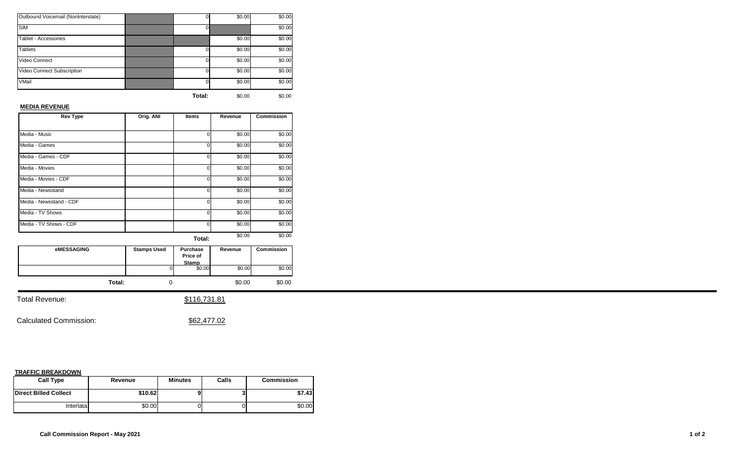| | | | | |
|---|---|---|---|---|
| Outbound Voicemail (NonInterstate) | | 0 | $0.00 | $0.00 |
| SIM | | 0 | | $0.00 |
| Tablet - Accessories | | | $0.00 | $0.00 |
| Tablets | | 0 | $0.00 | $0.00 |
| Video Connect | | 0 | $0.00 | $0.00 |
| Video Connect Subscription | | 0 | $0.00 | $0.00 |
| VMail | | 0 | $0.00 | $0.00 |
| | | **Total:** | $0.00 | $0.00 |

**MEDIA REVENUE**

| Rev Type | Orig. ANI | Items | Revenue | Commission |
|---|---|---|---|---|
| Media - Music | | 0 | $0.00 | $0.00 |
| Media - Games | | 0 | $0.00 | $0.00 |
| Media - Games - CDF | | 0 | $0.00 | $0.00 |
| Media - Movies | | 0 | $0.00 | $0.00 |
| Media - Movies - CDF | | 0 | $0.00 | $0.00 |
| Media - Newsstand | | 0 | $0.00 | $0.00 |
| Media - Newsstand - CDF | | 0 | $0.00 | $0.00 |
| Media - TV Shows | | 0 | $0.00 | $0.00 |
| Media - TV Shows - CDF | | 0 | $0.00 | $0.00 |
| | | **Total:** | $0.00 | $0.00 |

| eMESSAGING | Stamps Used | Purchase Price of Stamp | Revenue | Commission |
|---|---|---|---|---|
| | 0 | $0.00 | $0.00 | $0.00 |
| **Total:** | 0 | | $0.00 | $0.00 |

Total Revenue: $116,731.81

Calculated Commission: $62,477.02

**TRAFFIC BREAKDOWN**

| Call Type | Revenue | Minutes | Calls | Commission |
|---|---|---|---|---|
| **Direct Billed Collect** | **$10.62** | **9** | **3** | **$7.43** |
| Interlata | $0.00 | 0 | 0 | $0.00 |

**Call Commission Report - May 2021**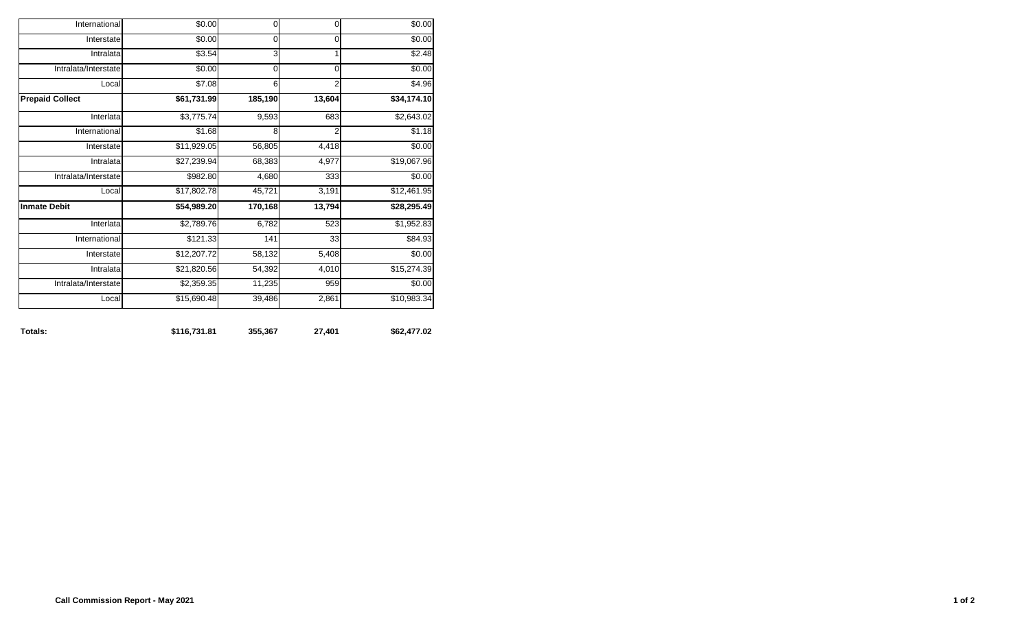| | | | | |
|---|---|---|---|---|
| International | $0.00 | 0 | 0 | $0.00 |
| Interstate | $0.00 | 0 | 0 | $0.00 |
| Intralata | $3.54 | 3 | 1 | $2.48 |
| Intralata/Interstate | $0.00 | 0 | 0 | $0.00 |
| Local | $7.08 | 6 | 2 | $4.96 |
| **Prepaid Collect** | **$61,731.99** | **185,190** | **13,604** | **$34,174.10** |
| Interlata | $3,775.74 | 9,593 | 683 | $2,643.02 |
| International | $1.68 | 8 | 2 | $1.18 |
| Interstate | $11,929.05 | 56,805 | 4,418 | $0.00 |
| Intralata | $27,239.94 | 68,383 | 4,977 | $19,067.96 |
| Intralata/Interstate | $982.80 | 4,680 | 333 | $0.00 |
| Local | $17,802.78 | 45,721 | 3,191 | $12,461.95 |
| **Inmate Debit** | **$54,989.20** | **170,168** | **13,794** | **$28,295.49** |
| Interlata | $2,789.76 | 6,782 | 523 | $1,952.83 |
| International | $121.33 | 141 | 33 | $84.93 |
| Interstate | $12,207.72 | 58,132 | 5,408 | $0.00 |
| Intralata | $21,820.56 | 54,392 | 4,010 | $15,274.39 |
| Intralata/Interstate | $2,359.35 | 11,235 | 959 | $0.00 |
| Local | $15,690.48 | 39,486 | 2,861 | $10,983.34 |
| **Totals:** | **$116,731.81** | **355,367** | **27,401** | **$62,477.02** |

**Call Commission Report - May 2021**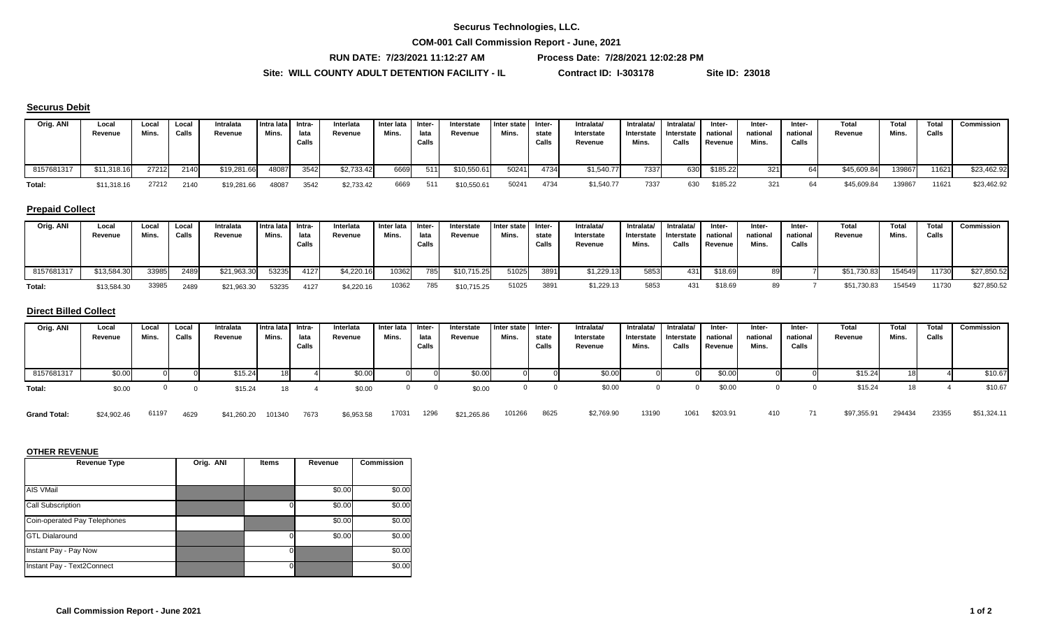**Securus Technologies, LLC.**

**COM-001 Call Commission Report - June, 2021**

**RUN DATE: 7/23/2021 11:12:27 AM** **Process Date: 7/28/2021 12:02:28 PM**

**Site: WILL COUNTY ADULT DETENTION FACILITY - IL** **Contract ID: I-303178** **Site ID: 23018**

## Securus Debit

| Orig. ANI | Local Revenue | Local Mins. | Local Calls | Intralata Revenue | Intra lata Mins. | Intra-lata Calls | Interlata Revenue | Inter lata Mins. | Inter-lata Calls | Interstate Revenue | Inter state Mins. | Inter-state Calls | Intralata/ Interstate Revenue | Intralata/ Interstate Mins. | Intralata/ Interstate Calls | Inter-national Revenue | Inter-national Mins. | Inter-national Calls | Total Revenue | Total Mins. | Total Calls | Commission |
|---|---|---|---|---|---|---|---|---|---|---|---|---|---|---|---|---|---|---|---|---|---|---|
| 8157681317 | $11,318.16 | 27212 | 2140 | $19,281.66 | 48087 | 3542 | $2,733.42 | 6669 | 511 | $10,550.61 | 50241 | 4734 | $1,540.77 | 7337 | 630 | $185.22 | 321 | 64 | $45,609.84 | 139867 | 11621 | $23,462.92 |
| Total: | $11,318.16 | 27212 | 2140 | $19,281.66 | 48087 | 3542 | $2,733.42 | 6669 | 511 | $10,550.61 | 50241 | 4734 | $1,540.77 | 7337 | 630 | $185.22 | 321 | 64 | $45,609.84 | 139867 | 11621 | $23,462.92 |

## Prepaid Collect

| Orig. ANI | Local Revenue | Local Mins. | Local Calls | Intralata Revenue | Intra lata Mins. | Intra-lata Calls | Interlata Revenue | Inter lata Mins. | Inter-lata Calls | Interstate Revenue | Inter state Mins. | Inter-state Calls | Intralata/ Interstate Revenue | Intralata/ Interstate Mins. | Intralata/ Interstate Calls | Inter-national Revenue | Inter-national Mins. | Inter-national Calls | Total Revenue | Total Mins. | Total Calls | Commission |
|---|---|---|---|---|---|---|---|---|---|---|---|---|---|---|---|---|---|---|---|---|---|---|
| 8157681317 | $13,584.30 | 33985 | 2489 | $21,963.30 | 53235 | 4127 | $4,220.16 | 10362 | 785 | $10,715.25 | 51025 | 3891 | $1,229.13 | 5853 | 431 | $18.69 | 89 | 7 | $51,730.83 | 154549 | 11730 | $27,850.52 |
| Total: | $13,584.30 | 33985 | 2489 | $21,963.30 | 53235 | 4127 | $4,220.16 | 10362 | 785 | $10,715.25 | 51025 | 3891 | $1,229.13 | 5853 | 431 | $18.69 | 89 | 7 | $51,730.83 | 154549 | 11730 | $27,850.52 |

## Direct Billed Collect

| Orig. ANI | Local Revenue | Local Mins. | Local Calls | Intralata Revenue | Intra lata Mins. | Intra-lata Calls | Interlata Revenue | Inter lata Mins. | Inter-lata Calls | Interstate Revenue | Inter state Mins. | Inter-state Calls | Intralata/ Interstate Revenue | Intralata/ Interstate Mins. | Intralata/ Interstate Calls | Inter-national Revenue | Inter-national Mins. | Inter-national Calls | Total Revenue | Total Mins. | Total Calls | Commission |
|---|---|---|---|---|---|---|---|---|---|---|---|---|---|---|---|---|---|---|---|---|---|---|
| 8157681317 | $0.00 | 0 | 0 | $15.24 | 18 | 4 | $0.00 | 0 | 0 | $0.00 | 0 | 0 | $0.00 | 0 | 0 | $0.00 | 0 | 0 | $15.24 | 18 | 4 | $10.67 |
| Total: | $0.00 | 0 | 0 | $15.24 | 18 | 4 | $0.00 | 0 | 0 | $0.00 | 0 | 0 | $0.00 | 0 | 0 | $0.00 | 0 | 0 | $15.24 | 18 | 4 | $10.67 |
| **Grand Total:** | $24,902.46 | 61197 | 4629 | $41,260.20 | 101340 | 7673 | $6,953.58 | 17031 | 1296 | $21,265.86 | 101266 | 8625 | $2,769.90 | 13190 | 1061 | $203.91 | 410 | 71 | $97,355.91 | 294434 | 23355 | $51,324.11 |

## OTHER REVENUE

| Revenue Type | Orig. ANI | Items | Revenue | Commission |
|---|---|---|---|---|
| AIS VMail | | | $0.00 | $0.00 |
| Call Subscription | | 0 | $0.00 | $0.00 |
| Coin-operated Pay Telephones | | | $0.00 | $0.00 |
| GTL Dialaround | | 0 | $0.00 | $0.00 |
| Instant Pay - Pay Now | | 0 | | $0.00 |
| Instant Pay - Text2Connect | | 0 | | $0.00 |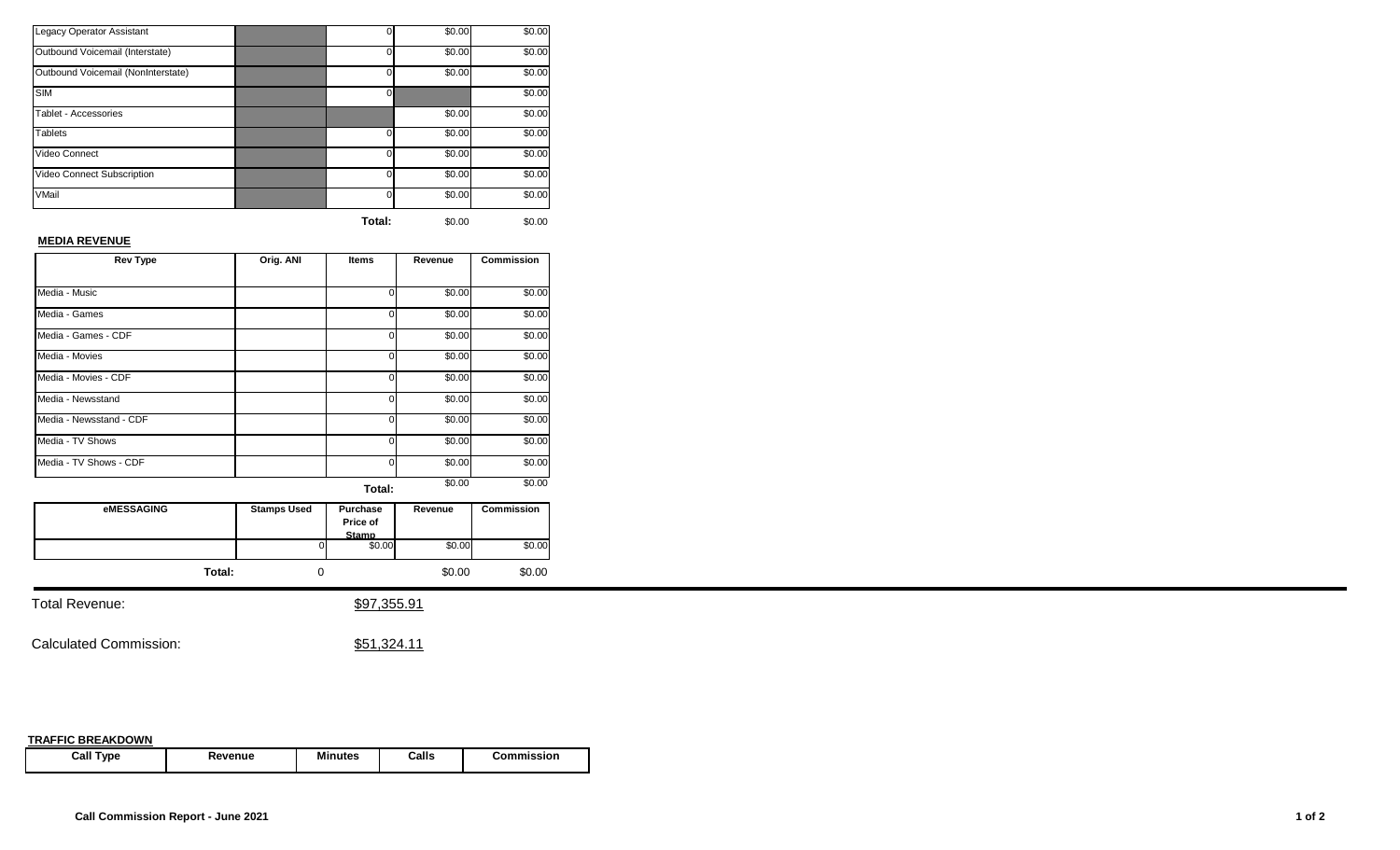| | | | | |
|---|---|---|---|---|
| Legacy Operator Assistant | | 0 | $0.00 | $0.00 |
| Outbound Voicemail (Interstate) | | 0 | $0.00 | $0.00 |
| Outbound Voicemail (NonInterstate) | | 0 | $0.00 | $0.00 |
| SIM | | 0 | | $0.00 |
| Tablet - Accessories | | | $0.00 | $0.00 |
| Tablets | | 0 | $0.00 | $0.00 |
| Video Connect | | 0 | $0.00 | $0.00 |
| Video Connect Subscription | | 0 | $0.00 | $0.00 |
| VMail | | 0 | $0.00 | $0.00 |
| | | **Total:** | $0.00 | $0.00 |

**MEDIA REVENUE**

| Rev Type | Orig. ANI | Items | Revenue | Commission |
|---|---|---|---|---|
| Media - Music | | 0 | $0.00 | $0.00 |
| Media - Games | | 0 | $0.00 | $0.00 |
| Media - Games - CDF | | 0 | $0.00 | $0.00 |
| Media - Movies | | 0 | $0.00 | $0.00 |
| Media - Movies - CDF | | 0 | $0.00 | $0.00 |
| Media - Newsstand | | 0 | $0.00 | $0.00 |
| Media - Newsstand - CDF | | 0 | $0.00 | $0.00 |
| Media - TV Shows | | 0 | $0.00 | $0.00 |
| Media - TV Shows - CDF | | 0 | $0.00 | $0.00 |
| | | **Total:** | $0.00 | $0.00 |

| eMESSAGING | Stamps Used | Purchase Price of Stamp | Revenue | Commission |
|---|---|---|---|---|
| | 0 | $0.00 | $0.00 | $0.00 |
| **Total:** | 0 | | $0.00 | $0.00 |

Total Revenue: $97,355.91

Calculated Commission: $51,324.11

**TRAFFIC BREAKDOWN**

| Call Type | Revenue | Minutes | Calls | Commission |
|---|---|---|---|---|

**Call Commission Report - June 2021**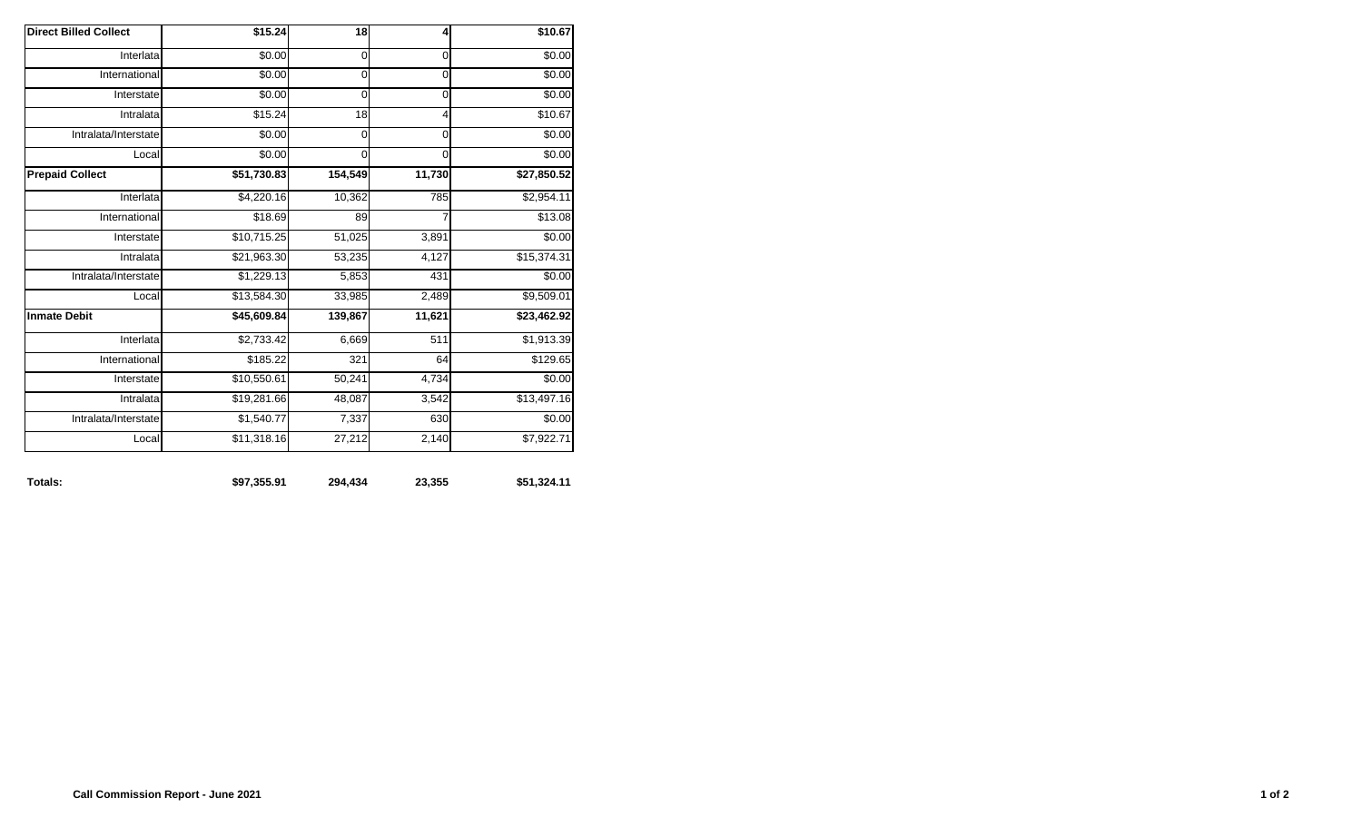| | | | | |
|---|---|---|---|---|
| **Direct Billed Collect** | **$15.24** | **18** | **4** | **$10.67** |
| Interlata | $0.00 | 0 | 0 | $0.00 |
| International | $0.00 | 0 | 0 | $0.00 |
| Interstate | $0.00 | 0 | 0 | $0.00 |
| Intralata | $15.24 | 18 | 4 | $10.67 |
| Intralata/Interstate | $0.00 | 0 | 0 | $0.00 |
| Local | $0.00 | 0 | 0 | $0.00 |
| **Prepaid Collect** | **$51,730.83** | **154,549** | **11,730** | **$27,850.52** |
| Interlata | $4,220.16 | 10,362 | 785 | $2,954.11 |
| International | $18.69 | 89 | 7 | $13.08 |
| Interstate | $10,715.25 | 51,025 | 3,891 | $0.00 |
| Intralata | $21,963.30 | 53,235 | 4,127 | $15,374.31 |
| Intralata/Interstate | $1,229.13 | 5,853 | 431 | $0.00 |
| Local | $13,584.30 | 33,985 | 2,489 | $9,509.01 |
| **Inmate Debit** | **$45,609.84** | **139,867** | **11,621** | **$23,462.92** |
| Interlata | $2,733.42 | 6,669 | 511 | $1,913.39 |
| International | $185.22 | 321 | 64 | $129.65 |
| Interstate | $10,550.61 | 50,241 | 4,734 | $0.00 |
| Intralata | $19,281.66 | 48,087 | 3,542 | $13,497.16 |
| Intralata/Interstate | $1,540.77 | 7,337 | 630 | $0.00 |
| Local | $11,318.16 | 27,212 | 2,140 | $7,922.71 |
| **Totals:** | **$97,355.91** | **294,434** | **23,355** | **$51,324.11** |

**Call Commission Report - June 2021**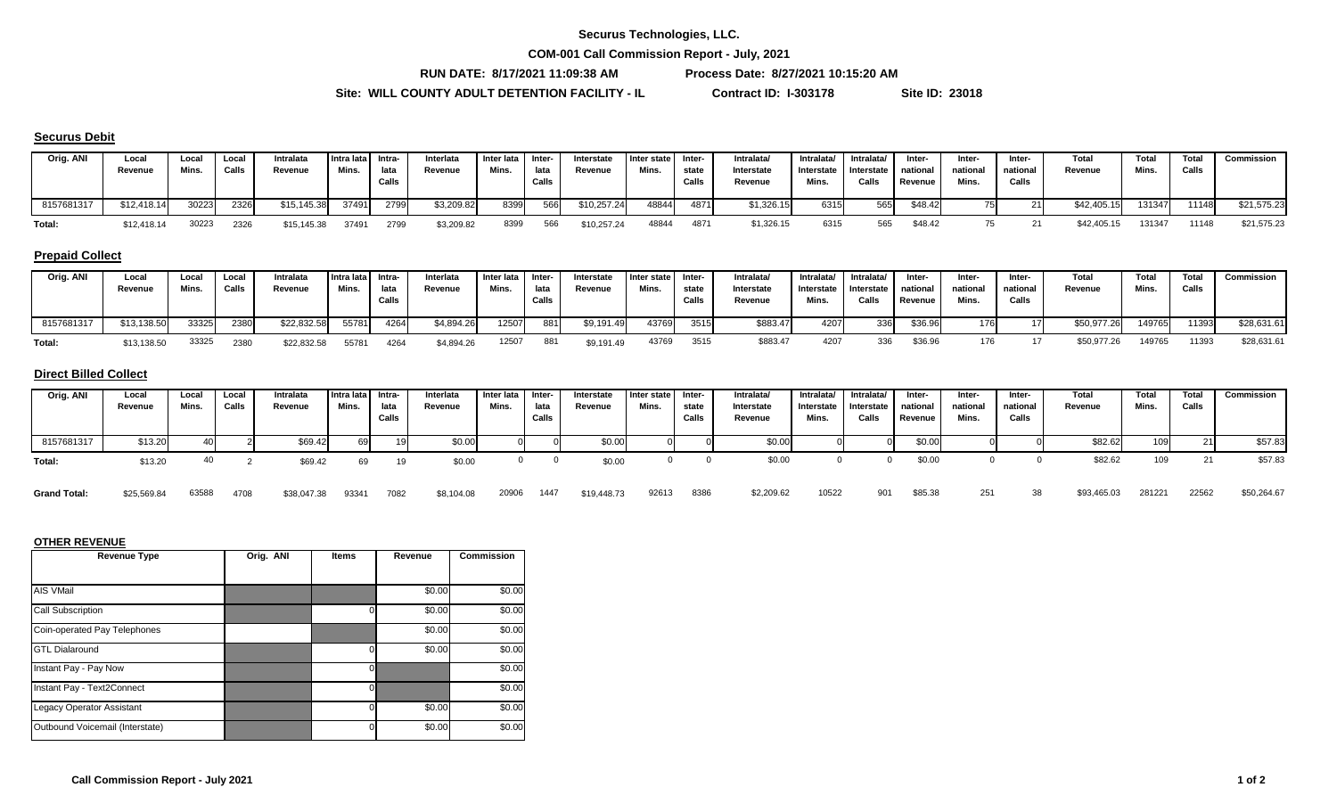**Securus Technologies, LLC.**

**COM-001 Call Commission Report - July, 2021**

**RUN DATE: 8/17/2021 11:09:38 AM** **Process Date: 8/27/2021 10:15:20 AM**

**Site: WILL COUNTY ADULT DETENTION FACILITY - IL** **Contract ID: I-303178** **Site ID: 23018**

## Securus Debit

| Orig. ANI | Local Revenue | Local Mins. | Local Calls | Intralata Revenue | Intra lata Mins. | Intra-lata Calls | Interlata Revenue | Inter lata Mins. | Inter-lata Calls | Interstate Revenue | Inter state Mins. | Inter-state Calls | Intralata/ Interstate Revenue | Intralata/ Interstate Mins. | Intralata/ Interstate Calls | Inter-national Revenue | Inter-national Mins. | Inter-national Calls | Total Revenue | Total Mins. | Total Calls | Commission |
|---|---|---|---|---|---|---|---|---|---|---|---|---|---|---|---|---|---|---|---|---|---|---|
| 8157681317 | $12,418.14 | 30223 | 2326 | $15,145.38 | 37491 | 2799 | $3,209.82 | 8399 | 566 | $10,257.24 | 48844 | 4871 | $1,326.15 | 6315 | 565 | $48.42 | 75 | 21 | $42,405.15 | 131347 | 11148 | $21,575.23 |
| Total: | $12,418.14 | 30223 | 2326 | $15,145.38 | 37491 | 2799 | $3,209.82 | 8399 | 566 | $10,257.24 | 48844 | 4871 | $1,326.15 | 6315 | 565 | $48.42 | 75 | 21 | $42,405.15 | 131347 | 11148 | $21,575.23 |

## Prepaid Collect

| Orig. ANI | Local Revenue | Local Mins. | Local Calls | Intralata Revenue | Intra lata Mins. | Intra-lata Calls | Interlata Revenue | Inter lata Mins. | Inter-lata Calls | Interstate Revenue | Inter state Mins. | Inter-state Calls | Intralata/ Interstate Revenue | Intralata/ Interstate Mins. | Intralata/ Interstate Calls | Inter-national Revenue | Inter-national Mins. | Inter-national Calls | Total Revenue | Total Mins. | Total Calls | Commission |
|---|---|---|---|---|---|---|---|---|---|---|---|---|---|---|---|---|---|---|---|---|---|---|
| 8157681317 | $13,138.50 | 33325 | 2380 | $22,832.58 | 55781 | 4264 | $4,894.26 | 12507 | 881 | $9,191.49 | 43769 | 3515 | $883.47 | 4207 | 336 | $36.96 | 176 | 17 | $50,977.26 | 149765 | 11393 | $28,631.61 |
| Total: | $13,138.50 | 33325 | 2380 | $22,832.58 | 55781 | 4264 | $4,894.26 | 12507 | 881 | $9,191.49 | 43769 | 3515 | $883.47 | 4207 | 336 | $36.96 | 176 | 17 | $50,977.26 | 149765 | 11393 | $28,631.61 |

## Direct Billed Collect

| Orig. ANI | Local Revenue | Local Mins. | Local Calls | Intralata Revenue | Intra lata Mins. | Intra-lata Calls | Interlata Revenue | Inter lata Mins. | Inter-lata Calls | Interstate Revenue | Inter state Mins. | Inter-state Calls | Intralata/ Interstate Revenue | Intralata/ Interstate Mins. | Intralata/ Interstate Calls | Inter-national Revenue | Inter-national Mins. | Inter-national Calls | Total Revenue | Total Mins. | Total Calls | Commission |
|---|---|---|---|---|---|---|---|---|---|---|---|---|---|---|---|---|---|---|---|---|---|---|
| 8157681317 | $13.20 | 40 | 2 | $69.42 | 69 | 19 | $0.00 | 0 | 0 | $0.00 | 0 | 0 | $0.00 | 0 | 0 | $0.00 | 0 | 0 | $82.62 | 109 | 21 | $57.83 |
| Total: | $13.20 | 40 | 2 | $69.42 | 69 | 19 | $0.00 | 0 | 0 | $0.00 | 0 | 0 | $0.00 | 0 | 0 | $0.00 | 0 | 0 | $82.62 | 109 | 21 | $57.83 |
| Grand Total: | $25,569.84 | 63588 | 4708 | $38,047.38 | 93341 | 7082 | $8,104.08 | 20906 | 1447 | $19,448.73 | 92613 | 8386 | $2,209.62 | 10522 | 901 | $85.38 | 251 | 38 | $93,465.03 | 281221 | 22562 | $50,264.67 |

## OTHER REVENUE

| Revenue Type | Orig. ANI | Items | Revenue | Commission |
|---|---|---|---|---|
| AIS VMail | | | $0.00 | $0.00 |
| Call Subscription | | 0 | $0.00 | $0.00 |
| Coin-operated Pay Telephones | | | $0.00 | $0.00 |
| GTL Dialaround | | 0 | $0.00 | $0.00 |
| Instant Pay - Pay Now | | 0 | | $0.00 |
| Instant Pay - Text2Connect | | 0 | | $0.00 |
| Legacy Operator Assistant | | 0 | $0.00 | $0.00 |
| Outbound Voicemail (Interstate) | | 0 | $0.00 | $0.00 |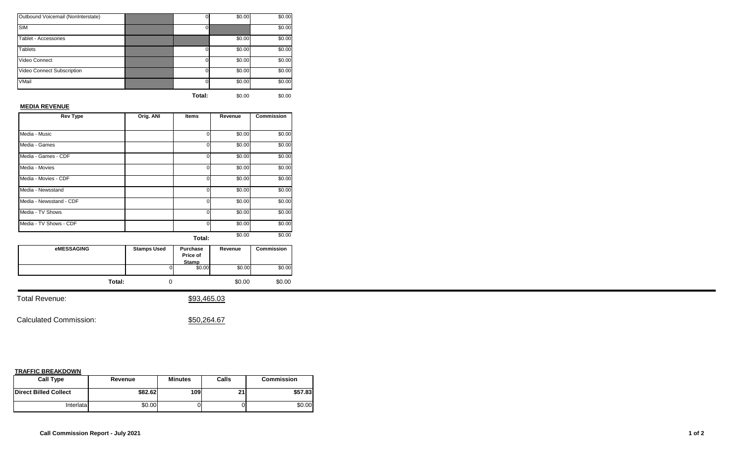| | | | | |
|---|---|---|---|---|
| Outbound Voicemail (NonInterstate) | | 0 | \$0.00 | \$0.00 |
| SIM | | 0 | | \$0.00 |
| Tablet - Accessories | | | \$0.00 | \$0.00 |
| Tablets | | 0 | \$0.00 | \$0.00 |
| Video Connect | | 0 | \$0.00 | \$0.00 |
| Video Connect Subscription | | 0 | \$0.00 | \$0.00 |
| VMail | | 0 | \$0.00 | \$0.00 |
| | | **Total:** | \$0.00 | \$0.00 |

**MEDIA REVENUE**

| Rev Type | Orig. ANI | Items | Revenue | Commission |
|---|---|---|---|---|
| Media - Music | | 0 | \$0.00 | \$0.00 |
| Media - Games | | 0 | \$0.00 | \$0.00 |
| Media - Games - CDF | | 0 | \$0.00 | \$0.00 |
| Media - Movies | | 0 | \$0.00 | \$0.00 |
| Media - Movies - CDF | | 0 | \$0.00 | \$0.00 |
| Media - Newsstand | | 0 | \$0.00 | \$0.00 |
| Media - Newsstand - CDF | | 0 | \$0.00 | \$0.00 |
| Media - TV Shows | | 0 | \$0.00 | \$0.00 |
| Media - TV Shows - CDF | | 0 | \$0.00 | \$0.00 |
| | | **Total:** | \$0.00 | \$0.00 |

| eMESSAGING | Stamps Used | Purchase Price of Stamp | Revenue | Commission |
|---|---|---|---|---|
| | 0 | \$0.00 | \$0.00 | \$0.00 |
| **Total:** | 0 | | \$0.00 | \$0.00 |

Total Revenue: \$93,465.03

Calculated Commission: \$50,264.67

**TRAFFIC BREAKDOWN**

| Call Type | Revenue | Minutes | Calls | Commission |
|---|---|---|---|---|
| **Direct Billed Collect** | **\$82.62** | **109** | **21** | **\$57.83** |
| Interlata | \$0.00 | 0 | 0 | \$0.00 |

**Call Commission Report - July 2021**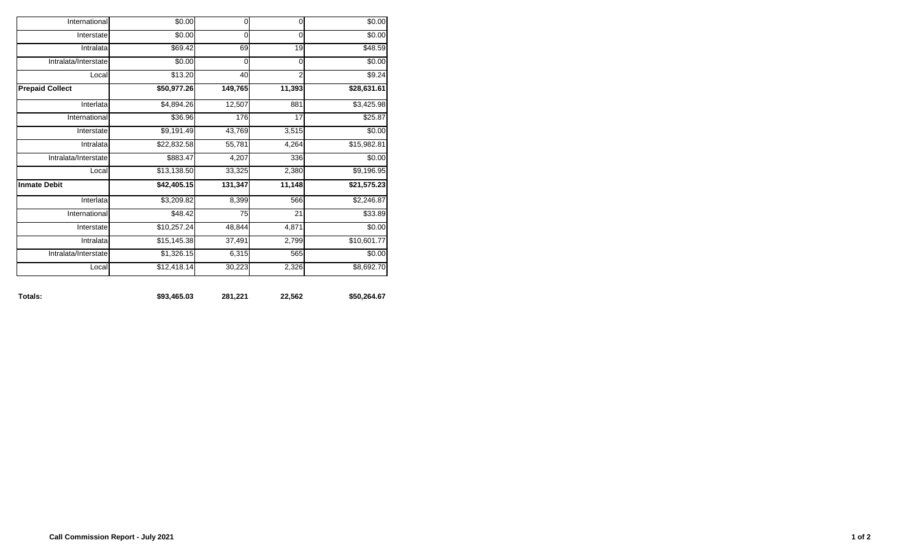| | | | | |
|---|---|---|---|---|
| International | $0.00 | 0 | 0 | $0.00 |
| Interstate | $0.00 | 0 | 0 | $0.00 |
| Intralata | $69.42 | 69 | 19 | $48.59 |
| Intralata/Interstate | $0.00 | 0 | 0 | $0.00 |
| Local | $13.20 | 40 | 2 | $9.24 |
| **Prepaid Collect** | **$50,977.26** | **149,765** | **11,393** | **$28,631.61** |
| Interlata | $4,894.26 | 12,507 | 881 | $3,425.98 |
| International | $36.96 | 176 | 17 | $25.87 |
| Interstate | $9,191.49 | 43,769 | 3,515 | $0.00 |
| Intralata | $22,832.58 | 55,781 | 4,264 | $15,982.81 |
| Intralata/Interstate | $883.47 | 4,207 | 336 | $0.00 |
| Local | $13,138.50 | 33,325 | 2,380 | $9,196.95 |
| **Inmate Debit** | **$42,405.15** | **131,347** | **11,148** | **$21,575.23** |
| Interlata | $3,209.82 | 8,399 | 566 | $2,246.87 |
| International | $48.42 | 75 | 21 | $33.89 |
| Interstate | $10,257.24 | 48,844 | 4,871 | $0.00 |
| Intralata | $15,145.38 | 37,491 | 2,799 | $10,601.77 |
| Intralata/Interstate | $1,326.15 | 6,315 | 565 | $0.00 |
| Local | $12,418.14 | 30,223 | 2,326 | $8,692.70 |
| **Totals:** | **$93,465.03** | **281,221** | **22,562** | **$50,264.67** |

**Call Commission Report - July 2021**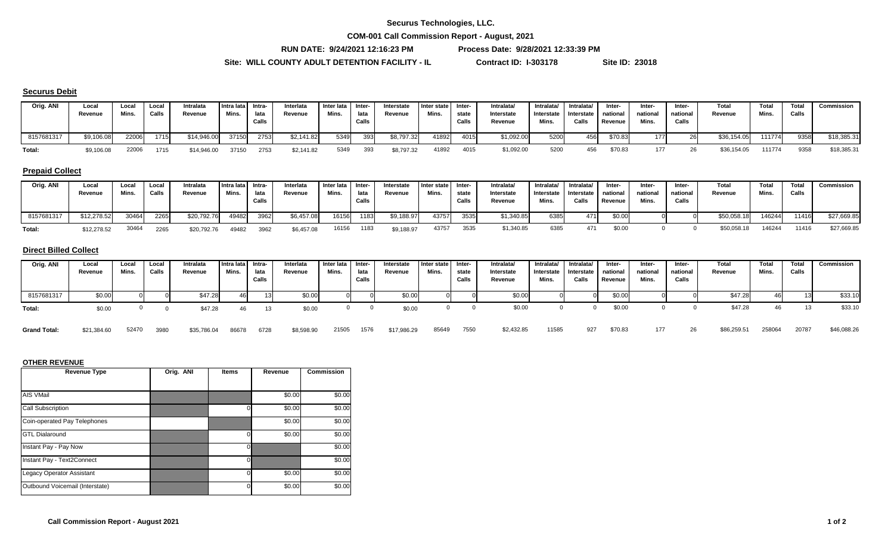# Securus Technologies, LLC.

## COM-001 Call Commission Report - August, 2021

**RUN DATE: 9/24/2021 12:16:23 PM** **Process Date: 9/28/2021 12:33:39 PM**

**Site: WILL COUNTY ADULT DETENTION FACILITY - IL** **Contract ID: I-303178** **Site ID: 23018**

### Securus Debit

| Orig. ANI | Local Revenue | Local Mins. | Local Calls | Intralata Revenue | Intra lata Mins. | Intra-lata Calls | Interlata Revenue | Inter lata Mins. | Inter-lata Calls | Interstate Revenue | Inter state Mins. | Inter-state Calls | Intralata/ Interstate Revenue | Intralata/ Interstate Mins. | Intralata/ Interstate Calls | Inter-national Revenue | Inter-national Mins. | Inter-national Calls | Total Revenue | Total Mins. | Total Calls | Commission |
|---|---|---|---|---|---|---|---|---|---|---|---|---|---|---|---|---|---|---|---|---|---|---|
| 8157681317 | $9,106.08 | 22006 | 1715 | $14,946.00 | 37150 | 2753 | $2,141.82 | 5349 | 393 | $8,797.32 | 41892 | 4015 | $1,092.00 | 5200 | 456 | $70.83 | 177 | 26 | $36,154.05 | 111774 | 9358 | $18,385.31 |
| Total: | $9,106.08 | 22006 | 1715 | $14,946.00 | 37150 | 2753 | $2,141.82 | 5349 | 393 | $8,797.32 | 41892 | 4015 | $1,092.00 | 5200 | 456 | $70.83 | 177 | 26 | $36,154.05 | 111774 | 9358 | $18,385.31 |

### Prepaid Collect

| Orig. ANI | Local Revenue | Local Mins. | Local Calls | Intralata Revenue | Intra lata Mins. | Intra-lata Calls | Interlata Revenue | Inter lata Mins. | Inter-lata Calls | Interstate Revenue | Inter state Mins. | Inter-state Calls | Intralata/ Interstate Revenue | Intralata/ Interstate Mins. | Intralata/ Interstate Calls | Inter-national Revenue | Inter-national Mins. | Inter-national Calls | Total Revenue | Total Mins. | Total Calls | Commission |
|---|---|---|---|---|---|---|---|---|---|---|---|---|---|---|---|---|---|---|---|---|---|---|
| 8157681317 | $12,278.52 | 30464 | 2265 | $20,792.76 | 49482 | 3962 | $6,457.08 | 16156 | 1183 | $9,188.97 | 43757 | 3535 | $1,340.85 | 6385 | 471 | $0.00 | 0 | 0 | $50,058.18 | 146244 | 11416 | $27,669.85 |
| Total: | $12,278.52 | 30464 | 2265 | $20,792.76 | 49482 | 3962 | $6,457.08 | 16156 | 1183 | $9,188.97 | 43757 | 3535 | $1,340.85 | 6385 | 471 | $0.00 | 0 | 0 | $50,058.18 | 146244 | 11416 | $27,669.85 |

### Direct Billed Collect

| Orig. ANI | Local Revenue | Local Mins. | Local Calls | Intralata Revenue | Intra lata Mins. | Intra-lata Calls | Interlata Revenue | Inter lata Mins. | Inter-lata Calls | Interstate Revenue | Inter state Mins. | Inter-state Calls | Intralata/ Interstate Revenue | Intralata/ Interstate Mins. | Intralata/ Interstate Calls | Inter-national Revenue | Inter-national Mins. | Inter-national Calls | Total Revenue | Total Mins. | Total Calls | Commission |
|---|---|---|---|---|---|---|---|---|---|---|---|---|---|---|---|---|---|---|---|---|---|---|
| 8157681317 | $0.00 | 0 | 0 | $47.28 | 46 | 13 | $0.00 | 0 | 0 | $0.00 | 0 | 0 | $0.00 | 0 | 0 | $0.00 | 0 | 0 | $47.28 | 46 | 13 | $33.10 |
| Total: | $0.00 | 0 | 0 | $47.28 | 46 | 13 | $0.00 | 0 | 0 | $0.00 | 0 | 0 | $0.00 | 0 | 0 | $0.00 | 0 | 0 | $47.28 | 46 | 13 | $33.10 |
| **Grand Total:** | $21,384.60 | 52470 | 3980 | $35,786.04 | 86678 | 6728 | $8,598.90 | 21505 | 1576 | $17,986.29 | 85649 | 7550 | $2,432.85 | 11585 | 927 | $70.83 | 177 | 26 | $86,259.51 | 258064 | 20787 | $46,088.26 |

### OTHER REVENUE

| Revenue Type | Orig. ANI | Items | Revenue | Commission |
|---|---|---|---|---|
| AIS VMail | | | $0.00 | $0.00 |
| Call Subscription | | 0 | $0.00 | $0.00 |
| Coin-operated Pay Telephones | | | $0.00 | $0.00 |
| GTL Dialaround | | 0 | $0.00 | $0.00 |
| Instant Pay - Pay Now | | 0 | | $0.00 |
| Instant Pay - Text2Connect | | 0 | | $0.00 |
| Legacy Operator Assistant | | 0 | $0.00 | $0.00 |
| Outbound Voicemail (Interstate) | | 0 | $0.00 | $0.00 |

**Call Commission Report - August 2021**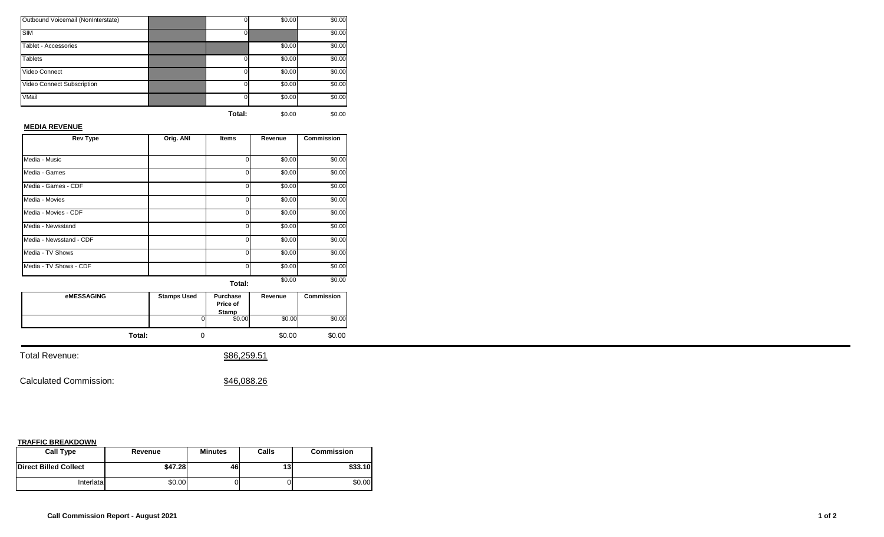| | | | | |
|---|---|---|---|---|
| Outbound Voicemail (NonInterstate) | | 0 | $0.00 | $0.00 |
| SIM | | 0 | | $0.00 |
| Tablet - Accessories | | | $0.00 | $0.00 |
| Tablets | | 0 | $0.00 | $0.00 |
| Video Connect | | 0 | $0.00 | $0.00 |
| Video Connect Subscription | | 0 | $0.00 | $0.00 |
| VMail | | 0 | $0.00 | $0.00 |
| | | **Total:** | $0.00 | $0.00 |

**MEDIA REVENUE**

| Rev Type | Orig. ANI | Items | Revenue | Commission |
|---|---|---|---|---|
| Media - Music | | 0 | $0.00 | $0.00 |
| Media - Games | | 0 | $0.00 | $0.00 |
| Media - Games - CDF | | 0 | $0.00 | $0.00 |
| Media - Movies | | 0 | $0.00 | $0.00 |
| Media - Movies - CDF | | 0 | $0.00 | $0.00 |
| Media - Newsstand | | 0 | $0.00 | $0.00 |
| Media - Newsstand - CDF | | 0 | $0.00 | $0.00 |
| Media - TV Shows | | 0 | $0.00 | $0.00 |
| Media - TV Shows - CDF | | 0 | $0.00 | $0.00 |
| | | **Total:** | $0.00 | $0.00 |

| eMESSAGING | Stamps Used | Purchase Price of Stamp | Revenue | Commission |
|---|---|---|---|---|
| | 0 | $0.00 | $0.00 | $0.00 |
| **Total:** | 0 | | $0.00 | $0.00 |

Total Revenue: $86,259.51

Calculated Commission: $46,088.26

**TRAFFIC BREAKDOWN**

| Call Type | Revenue | Minutes | Calls | Commission |
|---|---|---|---|---|
| **Direct Billed Collect** | **$47.28** | **46** | **13** | **$33.10** |
| Interlata | $0.00 | 0 | 0 | $0.00 |

**Call Commission Report - August 2021**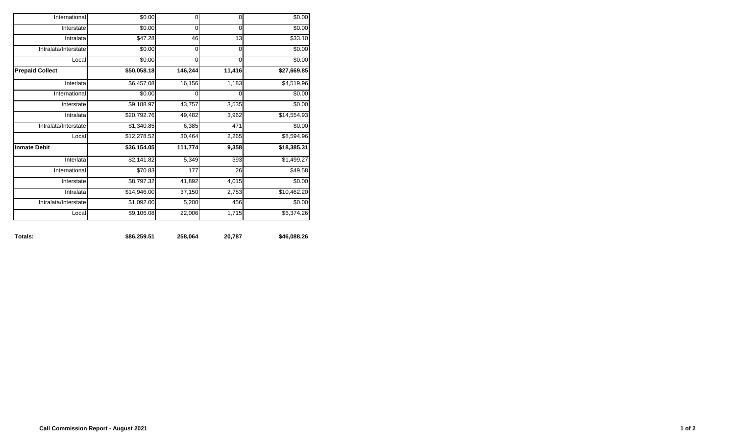| | | | | |
|---|---|---|---|---|
| International | $0.00 | 0 | 0 | $0.00 |
| Interstate | $0.00 | 0 | 0 | $0.00 |
| Intralata | $47.28 | 46 | 13 | $33.10 |
| Intralata/Interstate | $0.00 | 0 | 0 | $0.00 |
| Local | $0.00 | 0 | 0 | $0.00 |
| **Prepaid Collect** | **$50,058.18** | **146,244** | **11,416** | **$27,669.85** |
| Interlata | $6,457.08 | 16,156 | 1,183 | $4,519.96 |
| International | $0.00 | 0 | 0 | $0.00 |
| Interstate | $9,188.97 | 43,757 | 3,535 | $0.00 |
| Intralata | $20,792.76 | 49,482 | 3,962 | $14,554.93 |
| Intralata/Interstate | $1,340.85 | 6,385 | 471 | $0.00 |
| Local | $12,278.52 | 30,464 | 2,265 | $8,594.96 |
| **Inmate Debit** | **$36,154.05** | **111,774** | **9,358** | **$18,385.31** |
| Interlata | $2,141.82 | 5,349 | 393 | $1,499.27 |
| International | $70.83 | 177 | 26 | $49.58 |
| Interstate | $8,797.32 | 41,892 | 4,015 | $0.00 |
| Intralata | $14,946.00 | 37,150 | 2,753 | $10,462.20 |
| Intralata/Interstate | $1,092.00 | 5,200 | 456 | $0.00 |
| Local | $9,106.08 | 22,006 | 1,715 | $6,374.26 |
| **Totals:** | **$86,259.51** | **258,064** | **20,787** | **$46,088.26** |

**Call Commission Report - August 2021**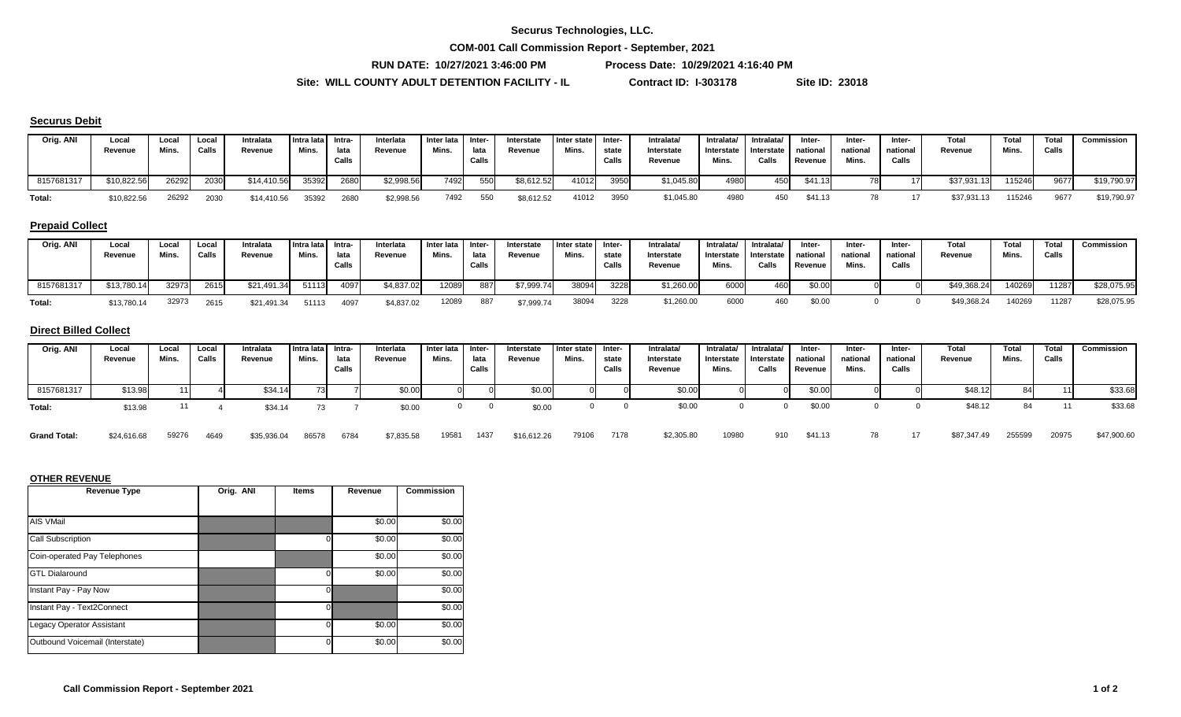**Securus Technologies, LLC.**

**COM-001 Call Commission Report - September, 2021**

**RUN DATE: 10/27/2021 3:46:00 PM** **Process Date: 10/29/2021 4:16:40 PM**

**Site: WILL COUNTY ADULT DETENTION FACILITY - IL** **Contract ID: I-303178** **Site ID: 23018**

## Securus Debit

| Orig. ANI | Local Revenue | Local Mins. | Local Calls | Intralata Revenue | Intra lata Mins. | Intra-lata Calls | Interlata Revenue | Inter lata Mins. | Inter-lata Calls | Interstate Revenue | Inter state Mins. | Inter-state Calls | Intralata/ Interstate Revenue | Intralata/ Interstate Mins. | Intralata/ Interstate Calls | Inter-national Revenue | Inter-national Mins. | Inter-national Calls | Total Revenue | Total Mins. | Total Calls | Commission |
|---|---|---|---|---|---|---|---|---|---|---|---|---|---|---|---|---|---|---|---|---|---|---|
| 8157681317 | $10,822.56 | 26292 | 2030 | $14,410.56 | 35392 | 2680 | $2,998.56 | 7492 | 550 | $8,612.52 | 41012 | 3950 | $1,045.80 | 4980 | 450 | $41.13 | 78 | 17 | $37,931.13 | 115246 | 9677 | $19,790.97 |
| Total: | $10,822.56 | 26292 | 2030 | $14,410.56 | 35392 | 2680 | $2,998.56 | 7492 | 550 | $8,612.52 | 41012 | 3950 | $1,045.80 | 4980 | 450 | $41.13 | 78 | 17 | $37,931.13 | 115246 | 9677 | $19,790.97 |

## Prepaid Collect

| Orig. ANI | Local Revenue | Local Mins. | Local Calls | Intralata Revenue | Intra lata Mins. | Intra-lata Calls | Interlata Revenue | Inter lata Mins. | Inter-lata Calls | Interstate Revenue | Inter state Mins. | Inter-state Calls | Intralata/ Interstate Revenue | Intralata/ Interstate Mins. | Intralata/ Interstate Calls | Inter-national Revenue | Inter-national Mins. | Inter-national Calls | Total Revenue | Total Mins. | Total Calls | Commission |
|---|---|---|---|---|---|---|---|---|---|---|---|---|---|---|---|---|---|---|---|---|---|---|
| 8157681317 | $13,780.14 | 32973 | 2615 | $21,491.34 | 51113 | 4097 | $4,837.02 | 12089 | 887 | $7,999.74 | 38094 | 3228 | $1,260.00 | 6000 | 460 | $0.00 | 0 | 0 | $49,368.24 | 140269 | 11287 | $28,075.95 |
| Total: | $13,780.14 | 32973 | 2615 | $21,491.34 | 51113 | 4097 | $4,837.02 | 12089 | 887 | $7,999.74 | 38094 | 3228 | $1,260.00 | 6000 | 460 | $0.00 | 0 | 0 | $49,368.24 | 140269 | 11287 | $28,075.95 |

## Direct Billed Collect

| Orig. ANI | Local Revenue | Local Mins. | Local Calls | Intralata Revenue | Intra lata Mins. | Intra-lata Calls | Interlata Revenue | Inter lata Mins. | Inter-lata Calls | Interstate Revenue | Inter state Mins. | Inter-state Calls | Intralata/ Interstate Revenue | Intralata/ Interstate Mins. | Intralata/ Interstate Calls | Inter-national Revenue | Inter-national Mins. | Inter-national Calls | Total Revenue | Total Mins. | Total Calls | Commission |
|---|---|---|---|---|---|---|---|---|---|---|---|---|---|---|---|---|---|---|---|---|---|---|
| 8157681317 | $13.98 | 11 | 4 | $34.14 | 73 | 7 | $0.00 | 0 | 0 | $0.00 | 0 | 0 | $0.00 | 0 | 0 | $0.00 | 0 | 0 | $48.12 | 84 | 11 | $33.68 |
| Total: | $13.98 | 11 | 4 | $34.14 | 73 | 7 | $0.00 | 0 | 0 | $0.00 | 0 | 0 | $0.00 | 0 | 0 | $0.00 | 0 | 0 | $48.12 | 84 | 11 | $33.68 |
| Grand Total: | $24,616.68 | 59276 | 4649 | $35,936.04 | 86578 | 6784 | $7,835.58 | 19581 | 1437 | $16,612.26 | 79106 | 7178 | $2,305.80 | 10980 | 910 | $41.13 | 78 | 17 | $87,347.49 | 255599 | 20975 | $47,900.60 |

## OTHER REVENUE

| Revenue Type | Orig. ANI | Items | Revenue | Commission |
|---|---|---|---|---|
| AIS VMail | | | $0.00 | $0.00 |
| Call Subscription | | 0 | $0.00 | $0.00 |
| Coin-operated Pay Telephones | | | $0.00 | $0.00 |
| GTL Dialaround | | 0 | $0.00 | $0.00 |
| Instant Pay - Pay Now | | 0 | | $0.00 |
| Instant Pay - Text2Connect | | 0 | | $0.00 |
| Legacy Operator Assistant | | 0 | $0.00 | $0.00 |
| Outbound Voicemail (Interstate) | | 0 | $0.00 | $0.00 |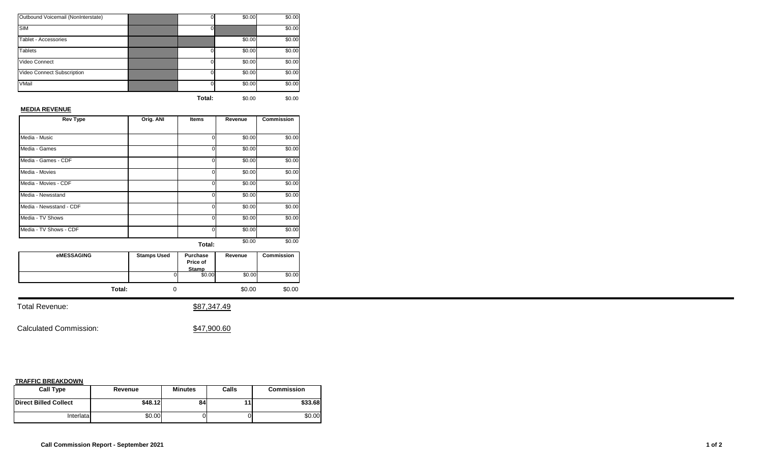| | | | | |
|---|---|---|---|---|
| Outbound Voicemail (NonInterstate) | | 0 | $0.00 | $0.00 |
| SIM | | 0 | | $0.00 |
| Tablet - Accessories | | | $0.00 | $0.00 |
| Tablets | | 0 | $0.00 | $0.00 |
| Video Connect | | 0 | $0.00 | $0.00 |
| Video Connect Subscription | | 0 | $0.00 | $0.00 |
| VMail | | 0 | $0.00 | $0.00 |
| | | **Total:** | $0.00 | $0.00 |

**MEDIA REVENUE**

| Rev Type | Orig. ANI | Items | Revenue | Commission |
|---|---|---|---|---|
| Media - Music | | 0 | $0.00 | $0.00 |
| Media - Games | | 0 | $0.00 | $0.00 |
| Media - Games - CDF | | 0 | $0.00 | $0.00 |
| Media - Movies | | 0 | $0.00 | $0.00 |
| Media - Movies - CDF | | 0 | $0.00 | $0.00 |
| Media - Newsstand | | 0 | $0.00 | $0.00 |
| Media - Newsstand - CDF | | 0 | $0.00 | $0.00 |
| Media - TV Shows | | 0 | $0.00 | $0.00 |
| Media - TV Shows - CDF | | 0 | $0.00 | $0.00 |
| | | **Total:** | $0.00 | $0.00 |

| eMESSAGING | Stamps Used | Purchase Price of Stamp | Revenue | Commission |
|---|---|---|---|---|
| | 0 | $0.00 | $0.00 | $0.00 |
| **Total:** | 0 | | $0.00 | $0.00 |

Total Revenue: $87,347.49

Calculated Commission: $47,900.60

**TRAFFIC BREAKDOWN**

| Call Type | Revenue | Minutes | Calls | Commission |
|---|---|---|---|---|
| **Direct Billed Collect** | **$48.12** | **84** | **11** | **$33.68** |
| Interlata | $0.00 | 0 | 0 | $0.00 |

**Call Commission Report - September 2021**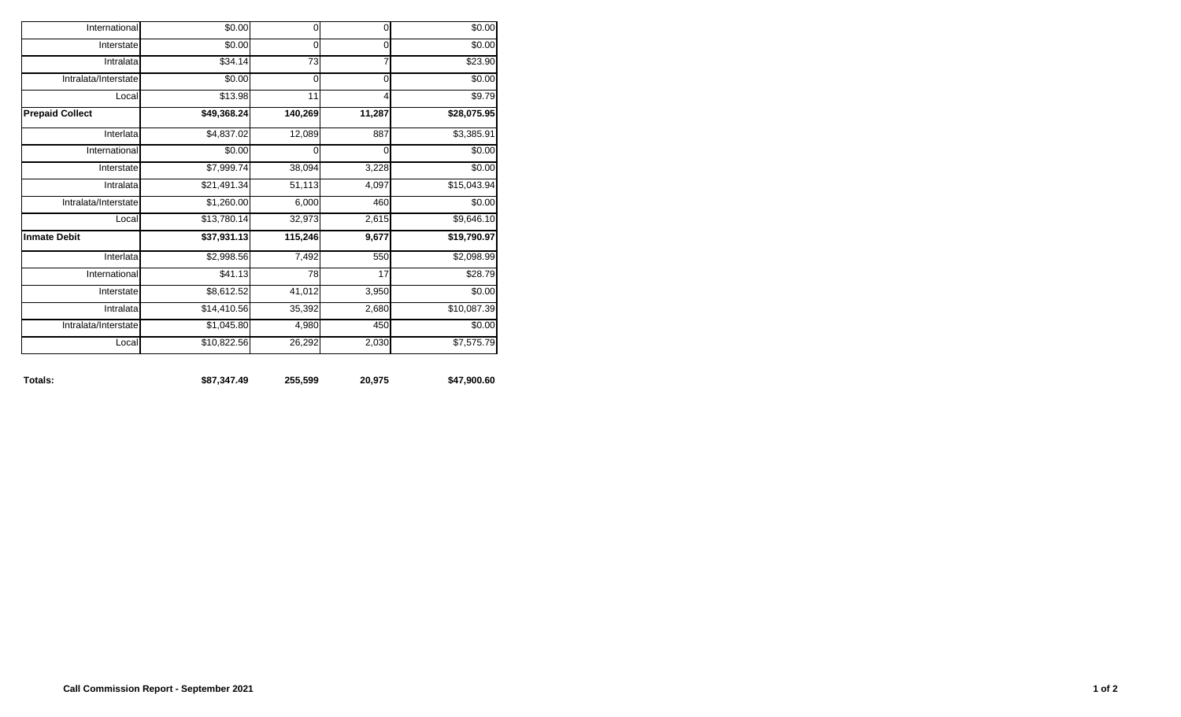| | | | | |
|---|---|---|---|---|
| International | $0.00 | 0 | 0 | $0.00 |
| Interstate | $0.00 | 0 | 0 | $0.00 |
| Intralata | $34.14 | 73 | 7 | $23.90 |
| Intralata/Interstate | $0.00 | 0 | 0 | $0.00 |
| Local | $13.98 | 11 | 4 | $9.79 |
| **Prepaid Collect** | **$49,368.24** | **140,269** | **11,287** | **$28,075.95** |
| Interlata | $4,837.02 | 12,089 | 887 | $3,385.91 |
| International | $0.00 | 0 | 0 | $0.00 |
| Interstate | $7,999.74 | 38,094 | 3,228 | $0.00 |
| Intralata | $21,491.34 | 51,113 | 4,097 | $15,043.94 |
| Intralata/Interstate | $1,260.00 | 6,000 | 460 | $0.00 |
| Local | $13,780.14 | 32,973 | 2,615 | $9,646.10 |
| **Inmate Debit** | **$37,931.13** | **115,246** | **9,677** | **$19,790.97** |
| Interlata | $2,998.56 | 7,492 | 550 | $2,098.99 |
| International | $41.13 | 78 | 17 | $28.79 |
| Interstate | $8,612.52 | 41,012 | 3,950 | $0.00 |
| Intralata | $14,410.56 | 35,392 | 2,680 | $10,087.39 |
| Intralata/Interstate | $1,045.80 | 4,980 | 450 | $0.00 |
| Local | $10,822.56 | 26,292 | 2,030 | $7,575.79 |
| **Totals:** | **$87,347.49** | **255,599** | **20,975** | **$47,900.60** |

**Call Commission Report - September 2021**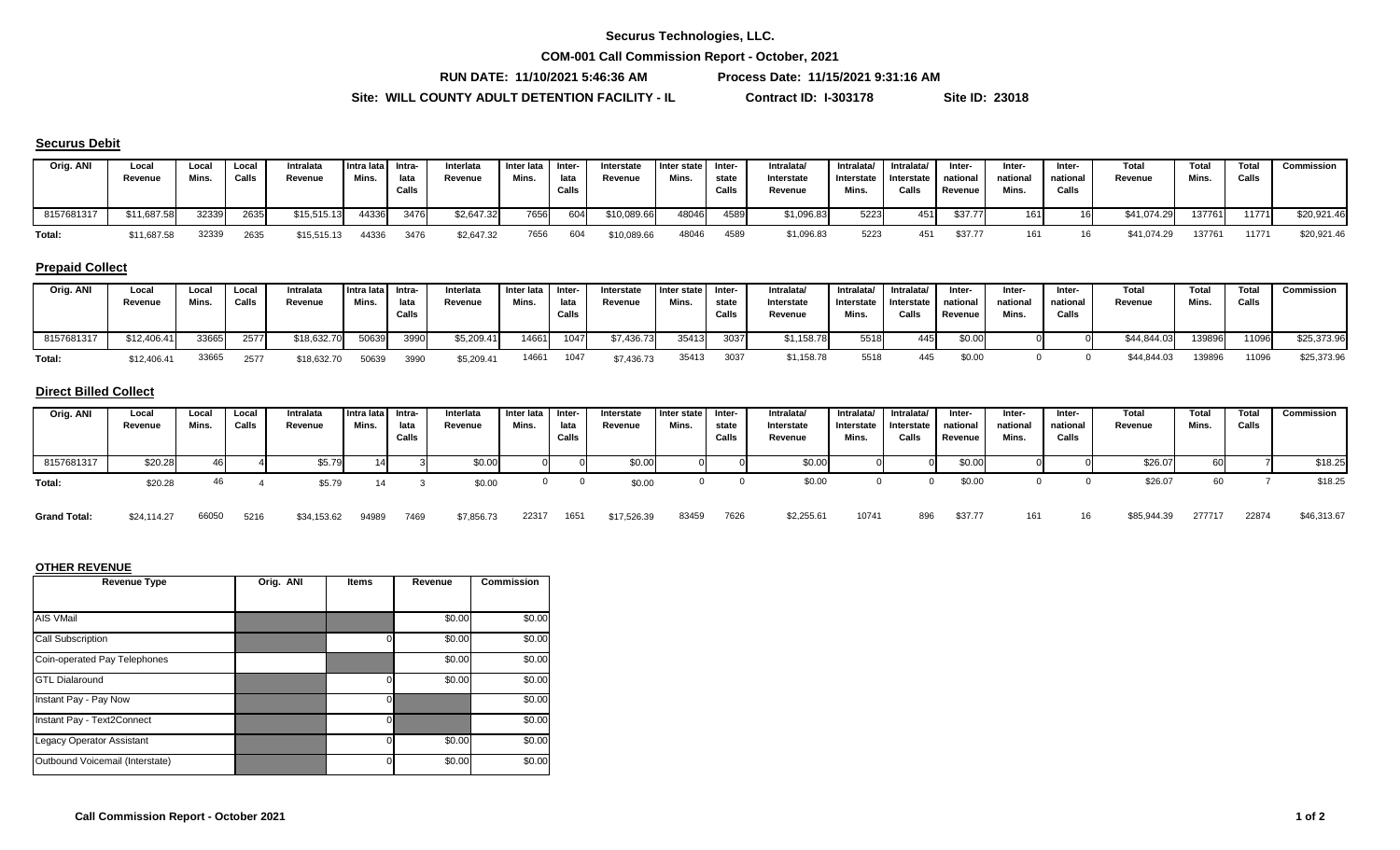**Securus Technologies, LLC.**

**COM-001 Call Commission Report - October, 2021**

**RUN DATE: 11/10/2021 5:46:36 AM** **Process Date: 11/15/2021 9:31:16 AM**

**Site: WILL COUNTY ADULT DETENTION FACILITY - IL** **Contract ID: I-303178** **Site ID: 23018**

## Securus Debit

| Orig. ANI | Local Revenue | Local Mins. | Local Calls | Intralata Revenue | Intra lata Mins. | Intra-lata Calls | Interlata Revenue | Inter lata Mins. | Inter-lata Calls | Interstate Revenue | Inter state Mins. | Inter-state Calls | Intralata/ Interstate Revenue | Intralata/ Interstate Mins. | Intralata/ Interstate Calls | Inter-national Revenue | Inter-national Mins. | Inter-national Calls | Total Revenue | Total Mins. | Total Calls | Commission |
|---|---|---|---|---|---|---|---|---|---|---|---|---|---|---|---|---|---|---|---|---|---|---|
| 8157681317 | $11,687.58 | 32339 | 2635 | $15,515.13 | 44336 | 3476 | $2,647.32 | 7656 | 604 | $10,089.66 | 48046 | 4589 | $1,096.83 | 5223 | 451 | $37.77 | 161 | 16 | $41,074.29 | 137761 | 11771 | $20,921.46 |
| Total: | $11,687.58 | 32339 | 2635 | $15,515.13 | 44336 | 3476 | $2,647.32 | 7656 | 604 | $10,089.66 | 48046 | 4589 | $1,096.83 | 5223 | 451 | $37.77 | 161 | 16 | $41,074.29 | 137761 | 11771 | $20,921.46 |

## Prepaid Collect

| Orig. ANI | Local Revenue | Local Mins. | Local Calls | Intralata Revenue | Intra lata Mins. | Intra-lata Calls | Interlata Revenue | Inter lata Mins. | Inter-lata Calls | Interstate Revenue | Inter state Mins. | Inter-state Calls | Intralata/ Interstate Revenue | Intralata/ Interstate Mins. | Intralata/ Interstate Calls | Inter-national Revenue | Inter-national Mins. | Inter-national Calls | Total Revenue | Total Mins. | Total Calls | Commission |
|---|---|---|---|---|---|---|---|---|---|---|---|---|---|---|---|---|---|---|---|---|---|---|
| 8157681317 | $12,406.41 | 33665 | 2577 | $18,632.70 | 50639 | 3990 | $5,209.41 | 14661 | 1047 | $7,436.73 | 35413 | 3037 | $1,158.78 | 5518 | 445 | $0.00 | 0 | 0 | $44,844.03 | 139896 | 11096 | $25,373.96 |
| Total: | $12,406.41 | 33665 | 2577 | $18,632.70 | 50639 | 3990 | $5,209.41 | 14661 | 1047 | $7,436.73 | 35413 | 3037 | $1,158.78 | 5518 | 445 | $0.00 | 0 | 0 | $44,844.03 | 139896 | 11096 | $25,373.96 |

## Direct Billed Collect

| Orig. ANI | Local Revenue | Local Mins. | Local Calls | Intralata Revenue | Intra lata Mins. | Intra-lata Calls | Interlata Revenue | Inter lata Mins. | Inter-lata Calls | Interstate Revenue | Inter state Mins. | Inter-state Calls | Intralata/ Interstate Revenue | Intralata/ Interstate Mins. | Intralata/ Interstate Calls | Inter-national Revenue | Inter-national Mins. | Inter-national Calls | Total Revenue | Total Mins. | Total Calls | Commission |
|---|---|---|---|---|---|---|---|---|---|---|---|---|---|---|---|---|---|---|---|---|---|---|
| 8157681317 | $20.28 | 46 | 4 | $5.79 | 14 | 3 | $0.00 | 0 | 0 | $0.00 | 0 | 0 | $0.00 | 0 | 0 | $0.00 | 0 | 0 | $26.07 | 60 | 7 | $18.25 |
| Total: | $20.28 | 46 | 4 | $5.79 | 14 | 3 | $0.00 | 0 | 0 | $0.00 | 0 | 0 | $0.00 | 0 | 0 | $0.00 | 0 | 0 | $26.07 | 60 | 7 | $18.25 |
| Grand Total: | $24,114.27 | 66050 | 5216 | $34,153.62 | 94989 | 7469 | $7,856.73 | 22317 | 1651 | $17,526.39 | 83459 | 7626 | $2,255.61 | 10741 | 896 | $37.77 | 161 | 16 | $85,944.39 | 277717 | 22874 | $46,313.67 |

## OTHER REVENUE

| Revenue Type | Orig. ANI | Items | Revenue | Commission |
|---|---|---|---|---|
| AIS VMail | | | $0.00 | $0.00 |
| Call Subscription | | 0 | $0.00 | $0.00 |
| Coin-operated Pay Telephones | | | $0.00 | $0.00 |
| GTL Dialaround | | 0 | $0.00 | $0.00 |
| Instant Pay - Pay Now | | 0 | | $0.00 |
| Instant Pay - Text2Connect | | 0 | | $0.00 |
| Legacy Operator Assistant | | 0 | $0.00 | $0.00 |
| Outbound Voicemail (Interstate) | | 0 | $0.00 | $0.00 |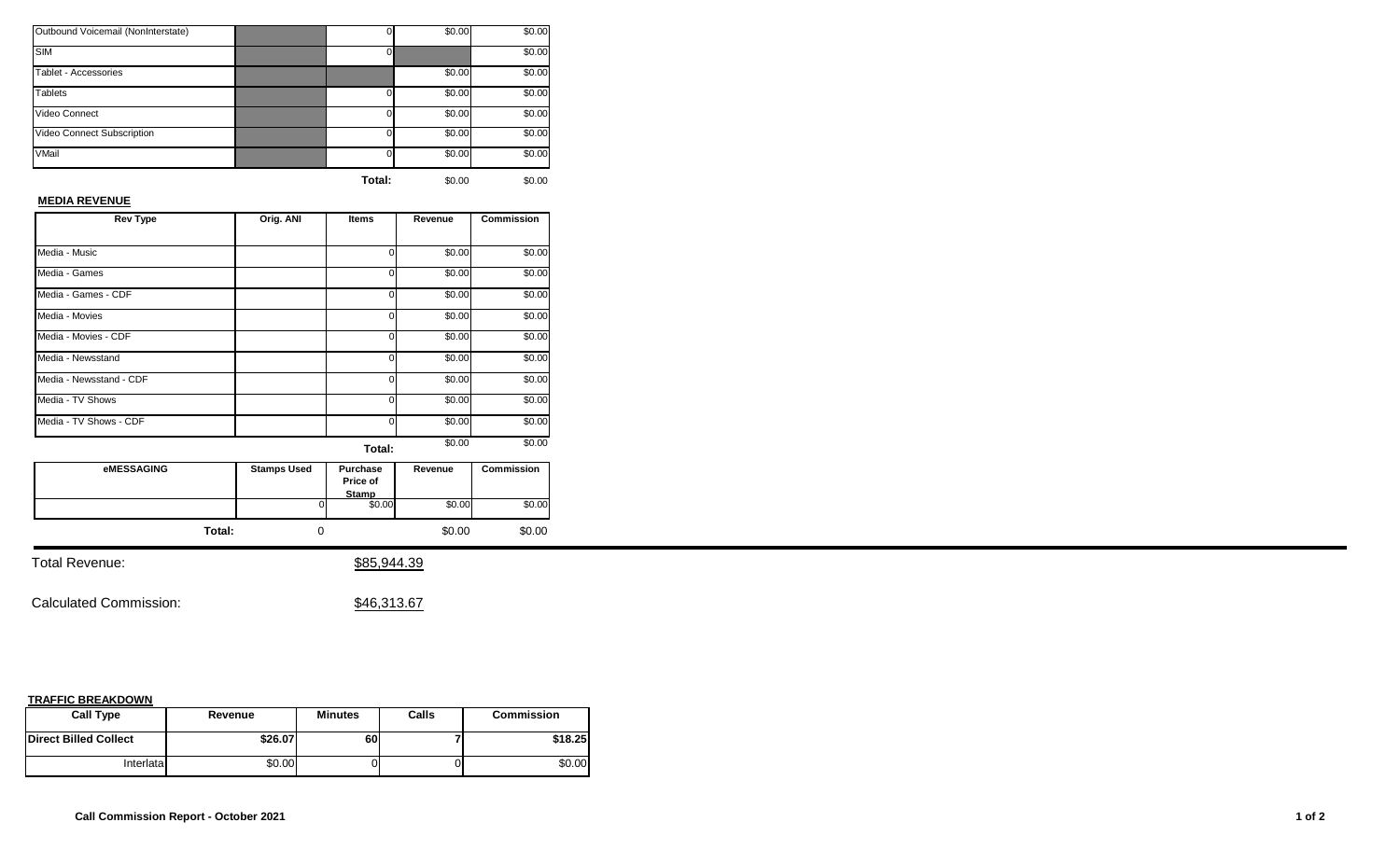| | | | | |
|---|---|---|---|---|
| Outbound Voicemail (NonInterstate) | | 0 | $0.00 | $0.00 |
| SIM | | 0 | | $0.00 |
| Tablet - Accessories | | | $0.00 | $0.00 |
| Tablets | | 0 | $0.00 | $0.00 |
| Video Connect | | 0 | $0.00 | $0.00 |
| Video Connect Subscription | | 0 | $0.00 | $0.00 |
| VMail | | 0 | $0.00 | $0.00 |
| | | **Total:** | $0.00 | $0.00 |

**MEDIA REVENUE**

| Rev Type | Orig. ANI | Items | Revenue | Commission |
|---|---|---|---|---|
| Media - Music | | 0 | $0.00 | $0.00 |
| Media - Games | | 0 | $0.00 | $0.00 |
| Media - Games - CDF | | 0 | $0.00 | $0.00 |
| Media - Movies | | 0 | $0.00 | $0.00 |
| Media - Movies - CDF | | 0 | $0.00 | $0.00 |
| Media - Newsstand | | 0 | $0.00 | $0.00 |
| Media - Newsstand - CDF | | 0 | $0.00 | $0.00 |
| Media - TV Shows | | 0 | $0.00 | $0.00 |
| Media - TV Shows - CDF | | 0 | $0.00 | $0.00 |
| | | **Total:** | $0.00 | $0.00 |

| eMESSAGING | Stamps Used | Purchase Price of Stamp | Revenue | Commission |
|---|---|---|---|---|
| | 0 | $0.00 | $0.00 | $0.00 |
| **Total:** | 0 | | $0.00 | $0.00 |

Total Revenue: $85,944.39

Calculated Commission: $46,313.67

**TRAFFIC BREAKDOWN**

| Call Type | Revenue | Minutes | Calls | Commission |
|---|---|---|---|---|
| **Direct Billed Collect** | **$26.07** | **60** | **7** | **$18.25** |
| Interlata | $0.00 | 0 | 0 | $0.00 |

**Call Commission Report - October 2021**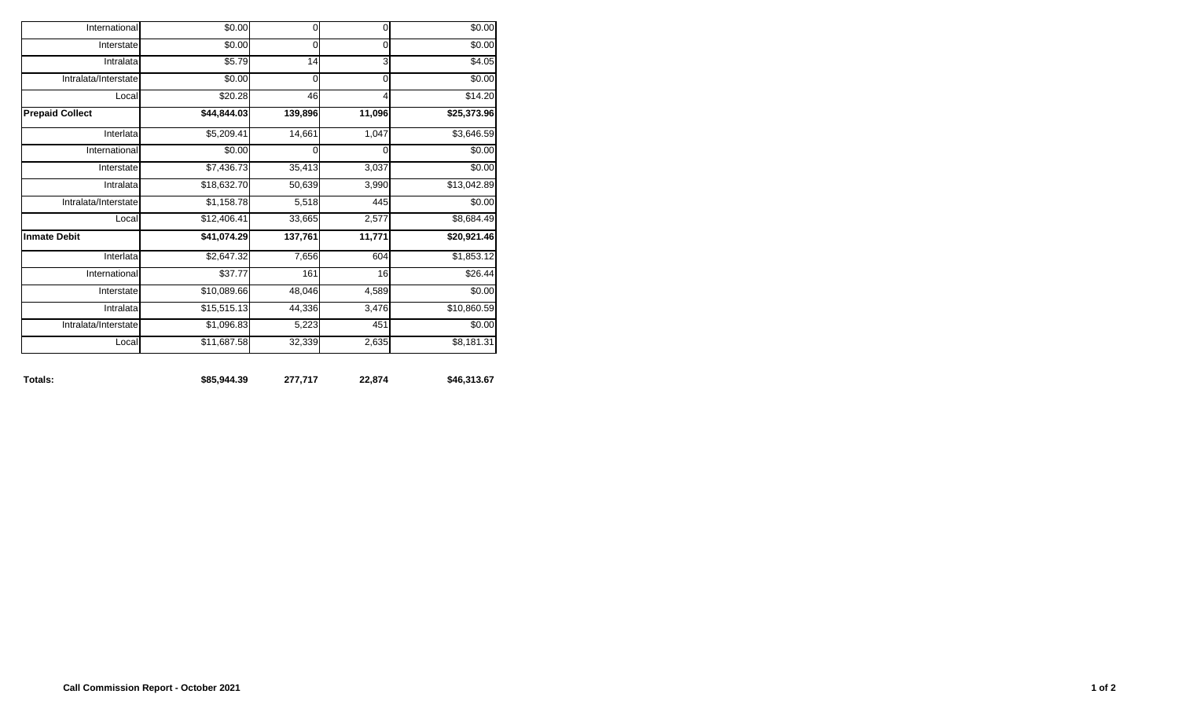| | | | | |
|---|---|---|---|---|
| International | $0.00 | 0 | 0 | $0.00 |
| Interstate | $0.00 | 0 | 0 | $0.00 |
| Intralata | $5.79 | 14 | 3 | $4.05 |
| Intralata/Interstate | $0.00 | 0 | 0 | $0.00 |
| Local | $20.28 | 46 | 4 | $14.20 |
| **Prepaid Collect** | **$44,844.03** | **139,896** | **11,096** | **$25,373.96** |
| Interlata | $5,209.41 | 14,661 | 1,047 | $3,646.59 |
| International | $0.00 | 0 | 0 | $0.00 |
| Interstate | $7,436.73 | 35,413 | 3,037 | $0.00 |
| Intralata | $18,632.70 | 50,639 | 3,990 | $13,042.89 |
| Intralata/Interstate | $1,158.78 | 5,518 | 445 | $0.00 |
| Local | $12,406.41 | 33,665 | 2,577 | $8,684.49 |
| **Inmate Debit** | **$41,074.29** | **137,761** | **11,771** | **$20,921.46** |
| Interlata | $2,647.32 | 7,656 | 604 | $1,853.12 |
| International | $37.77 | 161 | 16 | $26.44 |
| Interstate | $10,089.66 | 48,046 | 4,589 | $0.00 |
| Intralata | $15,515.13 | 44,336 | 3,476 | $10,860.59 |
| Intralata/Interstate | $1,096.83 | 5,223 | 451 | $0.00 |
| Local | $11,687.58 | 32,339 | 2,635 | $8,181.31 |
| **Totals:** | **$85,944.39** | **277,717** | **22,874** | **$46,313.67** |

**Call Commission Report - October 2021**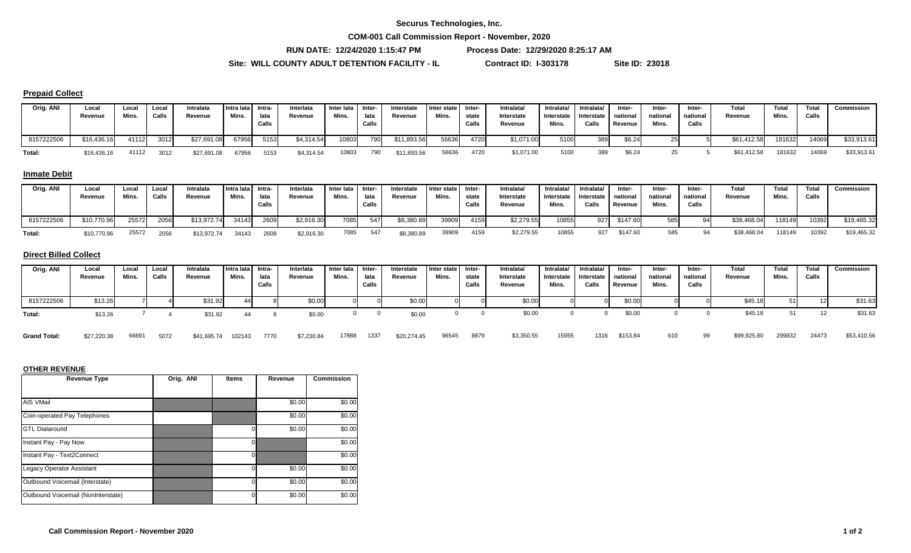**Securus Technologies, Inc.**

**COM-001 Call Commission Report - November, 2020**

**RUN DATE: 12/24/2020 1:15:47 PM** **Process Date: 12/29/2020 8:25:17 AM**

**Site: WILL COUNTY ADULT DETENTION FACILITY - IL** **Contract ID: I-303178** **Site ID: 23018**

## Prepaid Collect

| Orig. ANI | Local Revenue | Local Mins. | Local Calls | Intralata Revenue | Intra lata Mins. | Intra-lata Calls | Interlata Revenue | Inter lata Mins. | Inter-lata Calls | Interstate Revenue | Inter state Mins. | Inter-state Calls | Intralata/ Interstate Revenue | Intralata/ Interstate Mins. | Intralata/ Interstate Calls | Inter-national Revenue | Inter-national Mins. | Inter-national Calls | Total Revenue | Total Mins. | Total Calls | Commission |
|---|---|---|---|---|---|---|---|---|---|---|---|---|---|---|---|---|---|---|---|---|---|---|
| 8157222506 | $16,436.16 | 41112 | 3012 | $27,691.08 | 67956 | 5153 | $4,314.54 | 10803 | 790 | $11,893.56 | 56636 | 4720 | $1,071.00 | 5100 | 389 | $6.24 | 25 | 5 | $61,412.58 | 181632 | 14069 | $33,913.61 |
| Total: | $16,436.16 | 41112 | 3012 | $27,691.08 | 67956 | 5153 | $4,314.54 | 10803 | 790 | $11,893.56 | 56636 | 4720 | $1,071.00 | 5100 | 389 | $6.24 | 25 | 5 | $61,412.58 | 181632 | 14069 | $33,913.61 |

## Inmate Debit

| Orig. ANI | Local Revenue | Local Mins. | Local Calls | Intralata Revenue | Intra lata Mins. | Intra-lata Calls | Interlata Revenue | Inter lata Mins. | Inter-lata Calls | Interstate Revenue | Inter state Mins. | Inter-state Calls | Intralata/ Interstate Revenue | Intralata/ Interstate Mins. | Intralata/ Interstate Calls | Inter-national Revenue | Inter-national Mins. | Inter-national Calls | Total Revenue | Total Mins. | Total Calls | Commission |
|---|---|---|---|---|---|---|---|---|---|---|---|---|---|---|---|---|---|---|---|---|---|---|
| 8157222506 | $10,770.96 | 25572 | 2056 | $13,972.74 | 34143 | 2609 | $2,916.30 | 7085 | 547 | $8,380.89 | 39909 | 4159 | $2,279.55 | 10855 | 927 | $147.60 | 585 | 94 | $38,468.04 | 118149 | 10392 | $19,465.32 |
| Total: | $10,770.96 | 25572 | 2056 | $13,972.74 | 34143 | 2609 | $2,916.30 | 7085 | 547 | $8,380.89 | 39909 | 4159 | $2,279.55 | 10855 | 927 | $147.60 | 585 | 94 | $38,468.04 | 118149 | 10392 | $19,465.32 |

## Direct Billed Collect

| Orig. ANI | Local Revenue | Local Mins. | Local Calls | Intralata Revenue | Intra lata Mins. | Intra-lata Calls | Interlata Revenue | Inter lata Mins. | Inter-lata Calls | Interstate Revenue | Inter state Mins. | Inter-state Calls | Intralata/ Interstate Revenue | Intralata/ Interstate Mins. | Intralata/ Interstate Calls | Inter-national Revenue | Inter-national Mins. | Inter-national Calls | Total Revenue | Total Mins. | Total Calls | Commission |
|---|---|---|---|---|---|---|---|---|---|---|---|---|---|---|---|---|---|---|---|---|---|---|
| 8157222506 | $13.26 | 7 | 4 | $31.92 | 44 | 8 | $0.00 | 0 | 0 | $0.00 | 0 | 0 | $0.00 | 0 | 0 | $0.00 | 0 | 0 | $45.18 | 51 | 12 | $31.63 |
| Total: | $13.26 | 7 | 4 | $31.92 | 44 | 8 | $0.00 | 0 | 0 | $0.00 | 0 | 0 | $0.00 | 0 | 0 | $0.00 | 0 | 0 | $45.18 | 51 | 12 | $31.63 |
| Grand Total: | $27,220.38 | 66691 | 5072 | $41,695.74 | 102143 | 7770 | $7,230.84 | 17888 | 1337 | $20,274.45 | 96545 | 8879 | $3,350.55 | 15955 | 1316 | $153.84 | 610 | 99 | $99,925.80 | 299832 | 24473 | $53,410.56 |

## OTHER REVENUE

| Revenue Type | Orig. ANI | Items | Revenue | Commission |
|---|---|---|---|---|
| AIS VMail | | | $0.00 | $0.00 |
| Coin-operated Pay Telephones | | | $0.00 | $0.00 |
| GTL Dialaround | | 0 | $0.00 | $0.00 |
| Instant Pay - Pay Now | | 0 | | $0.00 |
| Instant Pay - Text2Connect | | 0 | | $0.00 |
| Legacy Operator Assistant | | 0 | $0.00 | $0.00 |
| Outbound Voicemail (Interstate) | | 0 | $0.00 | $0.00 |
| Outbound Voicemail (NonInterstate) | | 0 | $0.00 | $0.00 |

**Call Commission Report - November 2020**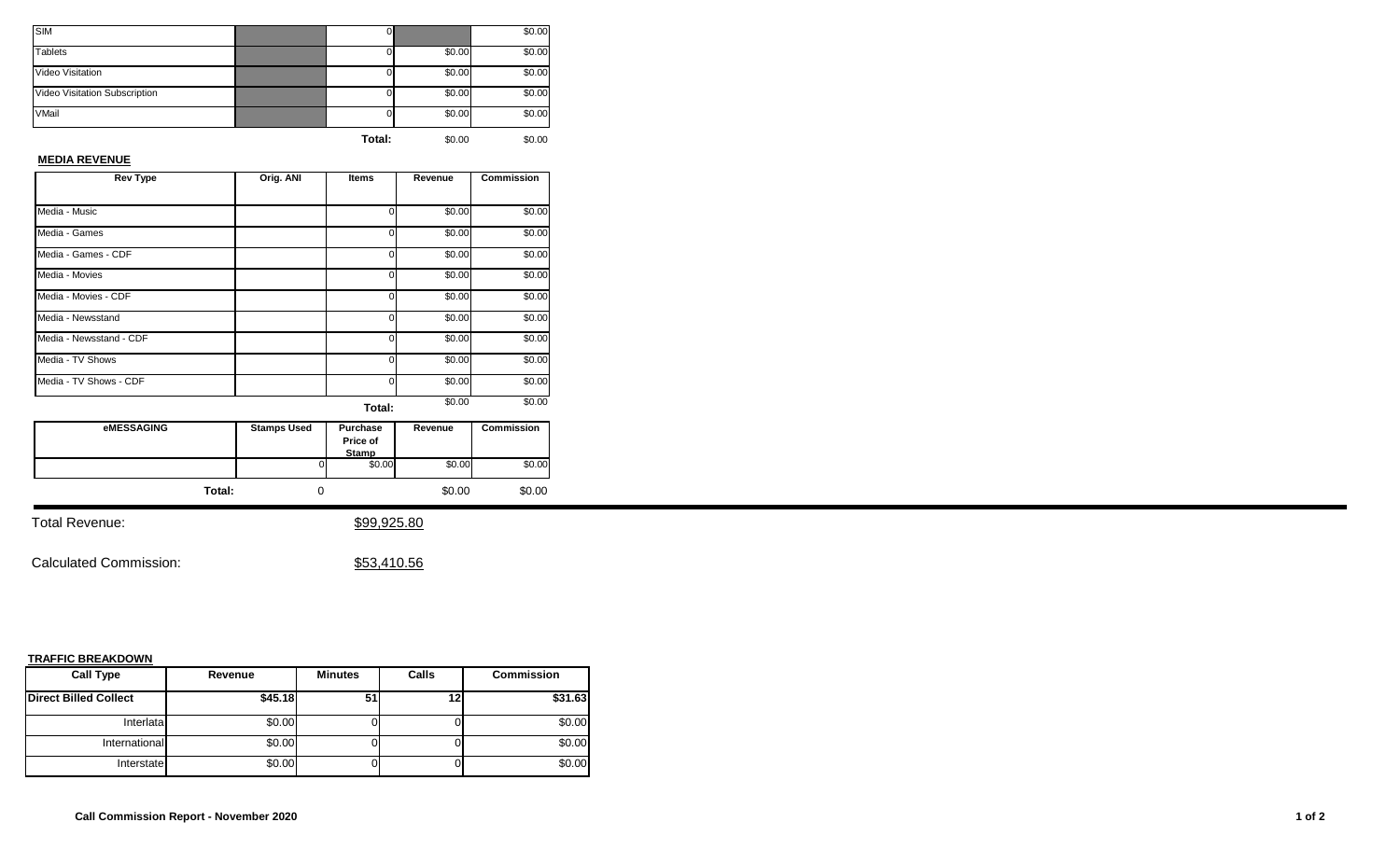| | | | | |
|---|---|---|---|---|
| SIM | | 0 | | $0.00 |
| Tablets | | 0 | $0.00 | $0.00 |
| Video Visitation | | 0 | $0.00 | $0.00 |
| Video Visitation Subscription | | 0 | $0.00 | $0.00 |
| VMail | | 0 | $0.00 | $0.00 |
| | | **Total:** | $0.00 | $0.00 |

**MEDIA REVENUE**

| Rev Type | Orig. ANI | Items | Revenue | Commission |
|---|---|---|---|---|
| Media - Music | | 0 | $0.00 | $0.00 |
| Media - Games | | 0 | $0.00 | $0.00 |
| Media - Games - CDF | | 0 | $0.00 | $0.00 |
| Media - Movies | | 0 | $0.00 | $0.00 |
| Media - Movies - CDF | | 0 | $0.00 | $0.00 |
| Media - Newsstand | | 0 | $0.00 | $0.00 |
| Media - Newsstand - CDF | | 0 | $0.00 | $0.00 |
| Media - TV Shows | | 0 | $0.00 | $0.00 |
| Media - TV Shows - CDF | | 0 | $0.00 | $0.00 |
| | | **Total:** | $0.00 | $0.00 |

| eMESSAGING | Stamps Used | Purchase Price of Stamp | Revenue | Commission |
|---|---|---|---|---|
| | 0 | $0.00 | $0.00 | $0.00 |
| **Total:** | 0 | | $0.00 | $0.00 |

Total Revenue: $99,925.80

Calculated Commission: $53,410.56

**TRAFFIC BREAKDOWN**

| Call Type | Revenue | Minutes | Calls | Commission |
|---|---|---|---|---|
| **Direct Billed Collect** | **$45.18** | **51** | **12** | **$31.63** |
| Interlata | $0.00 | 0 | 0 | $0.00 |
| International | $0.00 | 0 | 0 | $0.00 |
| Interstate | $0.00 | 0 | 0 | $0.00 |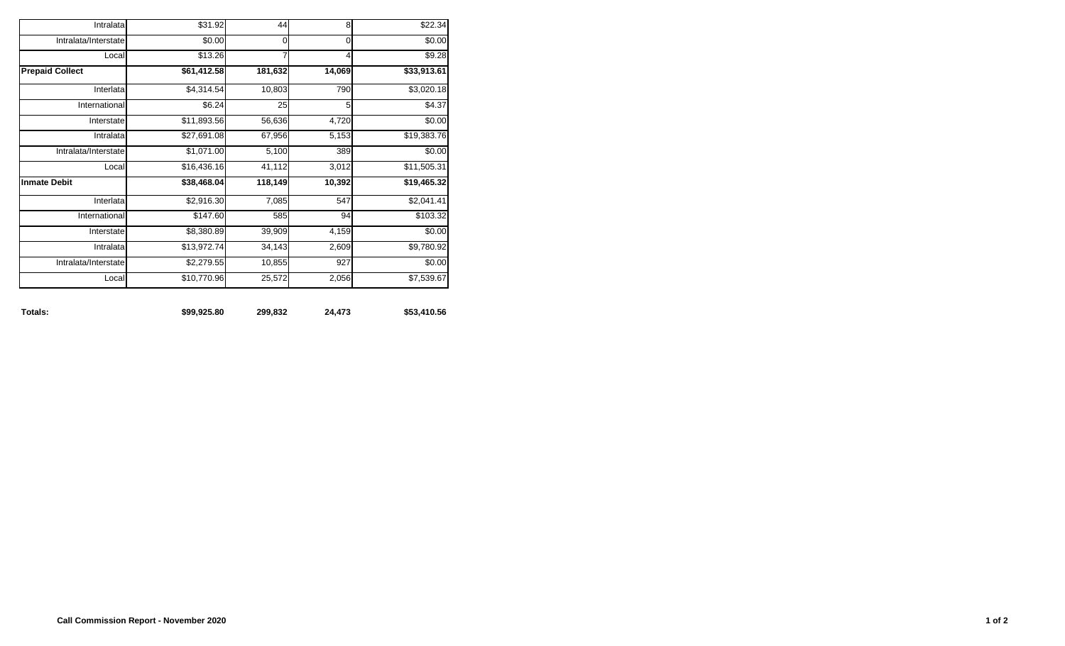| | | | | |
|---|---|---|---|---|
| Intralata | $31.92 | 44 | 8 | $22.34 |
| Intralata/Interstate | $0.00 | 0 | 0 | $0.00 |
| Local | $13.26 | 7 | 4 | $9.28 |
| **Prepaid Collect** | **$61,412.58** | **181,632** | **14,069** | **$33,913.61** |
| Interlata | $4,314.54 | 10,803 | 790 | $3,020.18 |
| International | $6.24 | 25 | 5 | $4.37 |
| Interstate | $11,893.56 | 56,636 | 4,720 | $0.00 |
| Intralata | $27,691.08 | 67,956 | 5,153 | $19,383.76 |
| Intralata/Interstate | $1,071.00 | 5,100 | 389 | $0.00 |
| Local | $16,436.16 | 41,112 | 3,012 | $11,505.31 |
| **Inmate Debit** | **$38,468.04** | **118,149** | **10,392** | **$19,465.32** |
| Interlata | $2,916.30 | 7,085 | 547 | $2,041.41 |
| International | $147.60 | 585 | 94 | $103.32 |
| Interstate | $8,380.89 | 39,909 | 4,159 | $0.00 |
| Intralata | $13,972.74 | 34,143 | 2,609 | $9,780.92 |
| Intralata/Interstate | $2,279.55 | 10,855 | 927 | $0.00 |
| Local | $10,770.96 | 25,572 | 2,056 | $7,539.67 |
| **Totals:** | **$99,925.80** | **299,832** | **24,473** | **$53,410.56** |

**Call Commission Report - November 2020**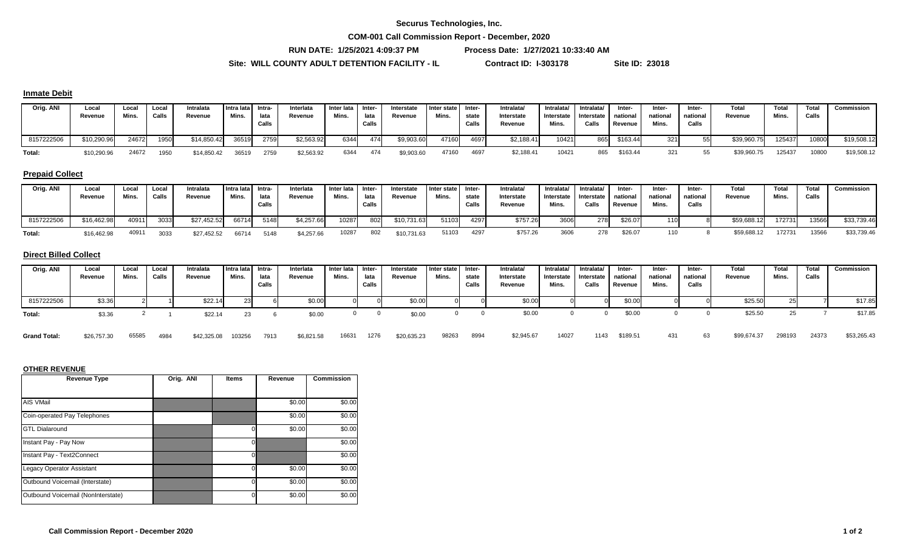**Securus Technologies, Inc.**

**COM-001 Call Commission Report - December, 2020**

**RUN DATE: 1/25/2021 4:09:37 PM** **Process Date: 1/27/2021 10:33:40 AM**

**Site: WILL COUNTY ADULT DETENTION FACILITY - IL** **Contract ID: I-303178** **Site ID: 23018**

## Inmate Debit

| Orig. ANI | Local Revenue | Local Mins. | Local Calls | Intralata Revenue | Intra lata Mins. | Intra-lata Calls | Interlata Revenue | Inter lata Mins. | Inter-lata Calls | Interstate Revenue | Inter state Mins. | Inter-state Calls | Intralata/ Interstate Revenue | Intralata/ Interstate Mins. | Intralata/ Interstate Calls | Inter-national Revenue | Inter-national Mins. | Inter-national Calls | Total Revenue | Total Mins. | Total Calls | Commission |
|---|---|---|---|---|---|---|---|---|---|---|---|---|---|---|---|---|---|---|---|---|---|---|
| 8157222506 | $10,290.96 | 24672 | 1950 | $14,850.42 | 36519 | 2759 | $2,563.92 | 6344 | 474 | $9,903.60 | 47160 | 4697 | $2,188.41 | 10421 | 865 | $163.44 | 321 | 55 | $39,960.75 | 125437 | 10800 | $19,508.12 |
| Total: | $10,290.96 | 24672 | 1950 | $14,850.42 | 36519 | 2759 | $2,563.92 | 6344 | 474 | $9,903.60 | 47160 | 4697 | $2,188.41 | 10421 | 865 | $163.44 | 321 | 55 | $39,960.75 | 125437 | 10800 | $19,508.12 |

## Prepaid Collect

| Orig. ANI | Local Revenue | Local Mins. | Local Calls | Intralata Revenue | Intra lata Mins. | Intra-lata Calls | Interlata Revenue | Inter lata Mins. | Inter-lata Calls | Interstate Revenue | Inter state Mins. | Inter-state Calls | Intralata/ Interstate Revenue | Intralata/ Interstate Mins. | Intralata/ Interstate Calls | Inter-national Revenue | Inter-national Mins. | Inter-national Calls | Total Revenue | Total Mins. | Total Calls | Commission |
|---|---|---|---|---|---|---|---|---|---|---|---|---|---|---|---|---|---|---|---|---|---|---|
| 8157222506 | $16,462.98 | 40911 | 3033 | $27,452.52 | 66714 | 5148 | $4,257.66 | 10287 | 802 | $10,731.63 | 51103 | 4297 | $757.26 | 3606 | 278 | $26.07 | 110 | 8 | $59,688.12 | 172731 | 13566 | $33,739.46 |
| Total: | $16,462.98 | 40911 | 3033 | $27,452.52 | 66714 | 5148 | $4,257.66 | 10287 | 802 | $10,731.63 | 51103 | 4297 | $757.26 | 3606 | 278 | $26.07 | 110 | 8 | $59,688.12 | 172731 | 13566 | $33,739.46 |

## Direct Billed Collect

| Orig. ANI | Local Revenue | Local Mins. | Local Calls | Intralata Revenue | Intra lata Mins. | Intra-lata Calls | Interlata Revenue | Inter lata Mins. | Inter-lata Calls | Interstate Revenue | Inter state Mins. | Inter-state Calls | Intralata/ Interstate Revenue | Intralata/ Interstate Mins. | Intralata/ Interstate Calls | Inter-national Revenue | Inter-national Mins. | Inter-national Calls | Total Revenue | Total Mins. | Total Calls | Commission |
|---|---|---|---|---|---|---|---|---|---|---|---|---|---|---|---|---|---|---|---|---|---|---|
| 8157222506 | $3.36 | 2 | 1 | $22.14 | 23 | 6 | $0.00 | 0 | 0 | $0.00 | 0 | 0 | $0.00 | 0 | 0 | $0.00 | 0 | 0 | $25.50 | 25 | 7 | $17.85 |
| Total: | $3.36 | 2 | 1 | $22.14 | 23 | 6 | $0.00 | 0 | 0 | $0.00 | 0 | 0 | $0.00 | 0 | 0 | $0.00 | 0 | 0 | $25.50 | 25 | 7 | $17.85 |
| Grand Total: | $26,757.30 | 65585 | 4984 | $42,325.08 | 103256 | 7913 | $6,821.58 | 16631 | 1276 | $20,635.23 | 98263 | 8994 | $2,945.67 | 14027 | 1143 | $189.51 | 431 | 63 | $99,674.37 | 298193 | 24373 | $53,265.43 |

## OTHER REVENUE

| Revenue Type | Orig. ANI | Items | Revenue | Commission |
|---|---|---|---|---|
| AIS VMail | | | $0.00 | $0.00 |
| Coin-operated Pay Telephones | | | $0.00 | $0.00 |
| GTL Dialaround | | 0 | $0.00 | $0.00 |
| Instant Pay - Pay Now | | 0 | | $0.00 |
| Instant Pay - Text2Connect | | 0 | | $0.00 |
| Legacy Operator Assistant | | 0 | $0.00 | $0.00 |
| Outbound Voicemail (Interstate) | | 0 | $0.00 | $0.00 |
| Outbound Voicemail (NonInterstate) | | 0 | $0.00 | $0.00 |

**Call Commission Report - December 2020**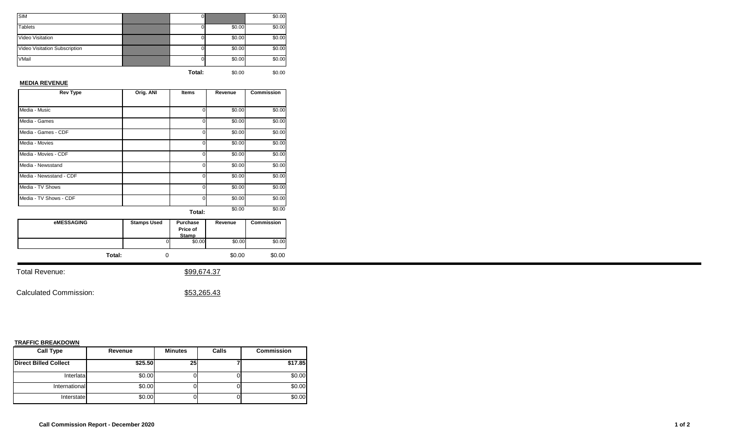| | | | | |
|---|---|---|---|---|
| SIM | | 0 | | $0.00 |
| Tablets | | 0 | $0.00 | $0.00 |
| Video Visitation | | 0 | $0.00 | $0.00 |
| Video Visitation Subscription | | 0 | $0.00 | $0.00 |
| VMail | | 0 | $0.00 | $0.00 |
| | | **Total:** | $0.00 | $0.00 |

**MEDIA REVENUE**

| Rev Type | Orig. ANI | Items | Revenue | Commission |
|---|---|---|---|---|
| Media - Music | | 0 | $0.00 | $0.00 |
| Media - Games | | 0 | $0.00 | $0.00 |
| Media - Games - CDF | | 0 | $0.00 | $0.00 |
| Media - Movies | | 0 | $0.00 | $0.00 |
| Media - Movies - CDF | | 0 | $0.00 | $0.00 |
| Media - Newsstand | | 0 | $0.00 | $0.00 |
| Media - Newsstand - CDF | | 0 | $0.00 | $0.00 |
| Media - TV Shows | | 0 | $0.00 | $0.00 |
| Media - TV Shows - CDF | | 0 | $0.00 | $0.00 |
| | | **Total:** | $0.00 | $0.00 |

| eMESSAGING | Stamps Used | Purchase Price of Stamp | Revenue | Commission |
|---|---|---|---|---|
| | 0 | $0.00 | $0.00 | $0.00 |
| **Total:** | 0 | | $0.00 | $0.00 |

Total Revenue: $99,674.37

Calculated Commission: $53,265.43

**TRAFFIC BREAKDOWN**

| Call Type | Revenue | Minutes | Calls | Commission |
|---|---|---|---|---|
| **Direct Billed Collect** | **$25.50** | **25** | **7** | **$17.85** |
| Interlata | $0.00 | 0 | 0 | $0.00 |
| International | $0.00 | 0 | 0 | $0.00 |
| Interstate | $0.00 | 0 | 0 | $0.00 |

**Call Commission Report - December 2020**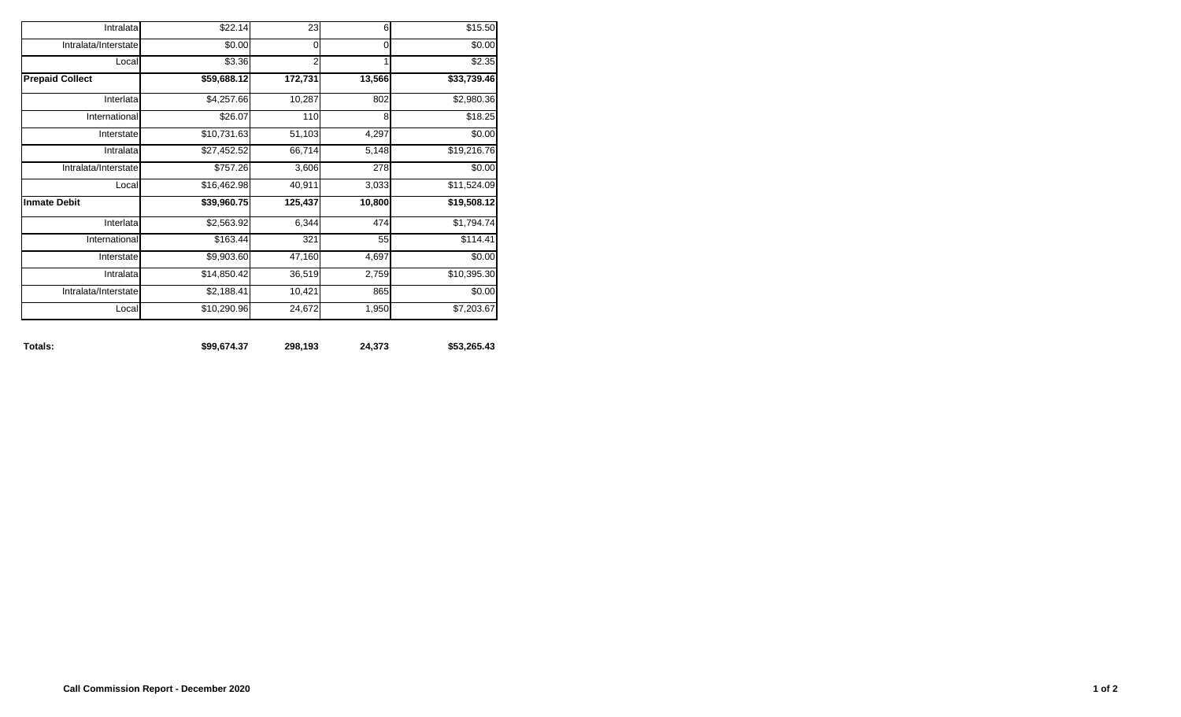| | | | | |
|---|---|---|---|---|
| Intralata | $22.14 | 23 | 6 | $15.50 |
| Intralata/Interstate | $0.00 | 0 | 0 | $0.00 |
| Local | $3.36 | 2 | 1 | $2.35 |
| **Prepaid Collect** | **$59,688.12** | **172,731** | **13,566** | **$33,739.46** |
| Interlata | $4,257.66 | 10,287 | 802 | $2,980.36 |
| International | $26.07 | 110 | 8 | $18.25 |
| Interstate | $10,731.63 | 51,103 | 4,297 | $0.00 |
| Intralata | $27,452.52 | 66,714 | 5,148 | $19,216.76 |
| Intralata/Interstate | $757.26 | 3,606 | 278 | $0.00 |
| Local | $16,462.98 | 40,911 | 3,033 | $11,524.09 |
| **Inmate Debit** | **$39,960.75** | **125,437** | **10,800** | **$19,508.12** |
| Interlata | $2,563.92 | 6,344 | 474 | $1,794.74 |
| International | $163.44 | 321 | 55 | $114.41 |
| Interstate | $9,903.60 | 47,160 | 4,697 | $0.00 |
| Intralata | $14,850.42 | 36,519 | 2,759 | $10,395.30 |
| Intralata/Interstate | $2,188.41 | 10,421 | 865 | $0.00 |
| Local | $10,290.96 | 24,672 | 1,950 | $7,203.67 |
| **Totals:** | **$99,674.37** | **298,193** | **24,373** | **$53,265.43** |

**Call Commission Report - December 2020**